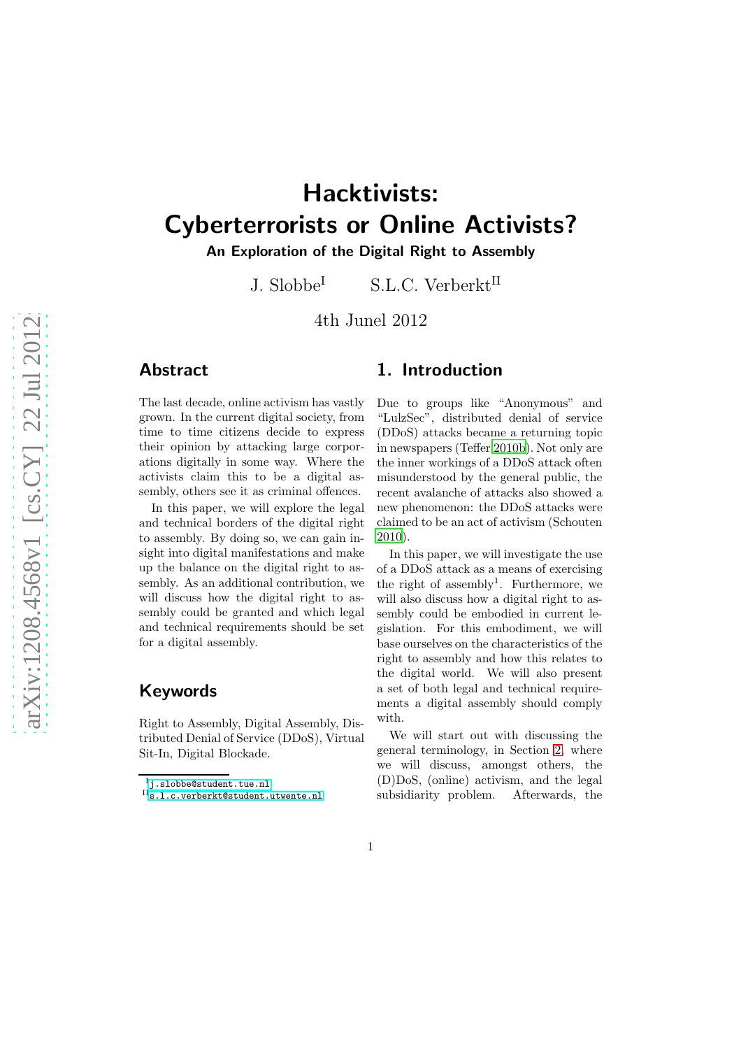# Hacktivists: Cyberterrorists or Online Activists?

**An Exploration of the Digital Right to Assembly**

J. Slobbe[I] S.L.C. Verberkt[II]

4th Junel 2012

## Abstract

The last decade, online activism has vastly grown. In the current digital society, from time to time citizens decide to express their opinion by attacking large corporations digitally in some way. Where the activists claim this to be a digital assembly, others see it as criminal offences.

In this paper, we will explore the legal and technical borders of the digital right to assembly. By doing so, we can gain insight into digital manifestations and make up the balance on the digital right to assembly. As an additional contribution, we will discuss how the digital right to assembly could be granted and which legal and technical requirements should be set for a digital assembly.

## Keywords

Right to Assembly, Digital Assembly, Distributed Denial of Service (DDoS), Virtual Sit-In, Digital Blockade.

[I] j.slobbe@student.tue.nl
[II] s.l.c.verberkt@student.utwente.nl

## 1. Introduction

Due to groups like "Anonymous" and "LulzSec", distributed denial of service (DDoS) attacks became a returning topic in newspapers (Teffer 2010b). Not only are the inner workings of a DDoS attack often misunderstood by the general public, the recent avalanche of attacks also showed a new phenomenon: the DDoS attacks were claimed to be an act of activism (Schouten 2010).

In this paper, we will investigate the use of a DDoS attack as a means of exercising the right of assembly[1]. Furthermore, we will also discuss how a digital right to assembly could be embodied in current legislation. For this embodiment, we will base ourselves on the characteristics of the right to assembly and how this relates to the digital world. We will also present a set of both legal and technical requirements a digital assembly should comply with.

We will start out with discussing the general terminology, in Section 2, where we will discuss, amongst others, the (D)DoS, (online) activism, and the legal subsidiarity problem. Afterwards, the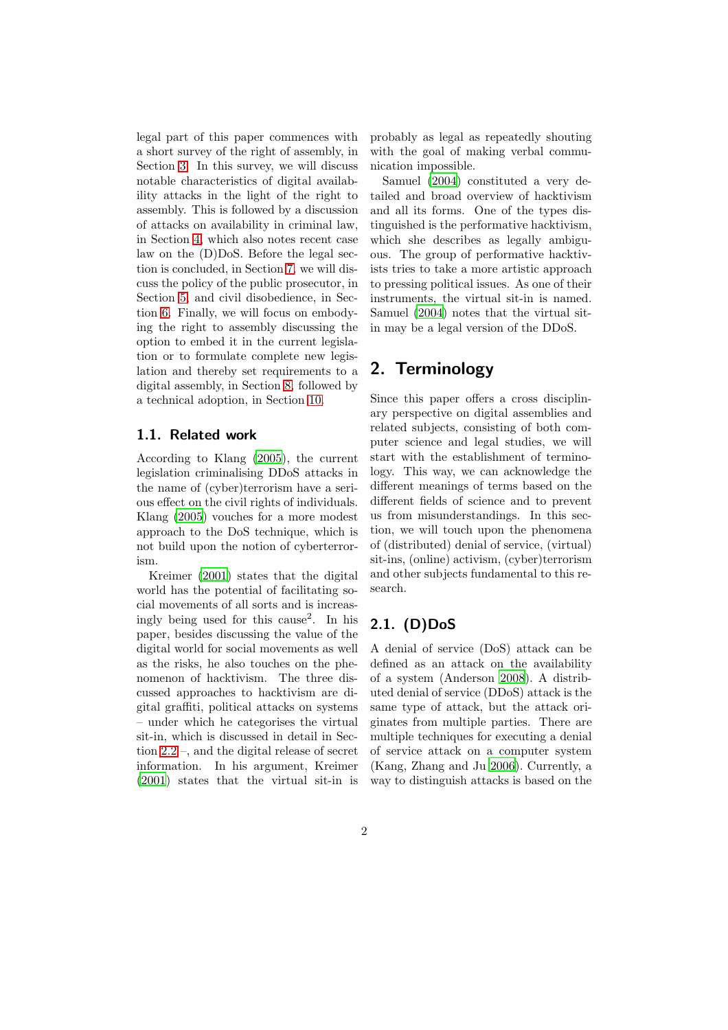legal part of this paper commences with a short survey of the right of assembly, in Section 3. In this survey, we will discuss notable characteristics of digital availability attacks in the light of the right to assembly. This is followed by a discussion of attacks on availability in criminal law, in Section 4, which also notes recent case law on the (D)DoS. Before the legal section is concluded, in Section 7, we will discuss the policy of the public prosecutor, in Section 5, and civil disobedience, in Section 6. Finally, we will focus on embodying the right to assembly discussing the option to embed it in the current legislation or to formulate complete new legislation and thereby set requirements to a digital assembly, in Section 8, followed by a technical adoption, in Section 10.

### 1.1. Related work

According to Klang (2005), the current legislation criminalising DDoS attacks in the name of (cyber)terrorism have a serious effect on the civil rights of individuals. Klang (2005) vouches for a more modest approach to the DoS technique, which is not build upon the notion of cyberterrorism.

Kreimer (2001) states that the digital world has the potential of facilitating social movements of all sorts and is increasingly being used for this cause[2]. In his paper, besides discussing the value of the digital world for social movements as well as the risks, he also touches on the phenomenon of hacktivism. The three discussed approaches to hacktivism are digital graffiti, political attacks on systems – under which he categorises the virtual sit-in, which is discussed in detail in Section 2.2 –, and the digital release of secret information. In his argument, Kreimer (2001) states that the virtual sit-in is probably as legal as repeatedly shouting with the goal of making verbal communication impossible.

Samuel (2004) constituted a very detailed and broad overview of hacktivism and all its forms. One of the types distinguished is the performative hacktivism, which she describes as legally ambiguous. The group of performative hacktivists tries to take a more artistic approach to pressing political issues. As one of their instruments, the virtual sit-in is named. Samuel (2004) notes that the virtual sit-in may be a legal version of the DDoS.

## 2. Terminology

Since this paper offers a cross disciplinary perspective on digital assemblies and related subjects, consisting of both computer science and legal studies, we will start with the establishment of terminology. This way, we can acknowledge the different meanings of terms based on the different fields of science and to prevent us from misunderstandings. In this section, we will touch upon the phenomena of (distributed) denial of service, (virtual) sit-ins, (online) activism, (cyber)terrorism and other subjects fundamental to this research.

### 2.1. (D)DoS

A denial of service (DoS) attack can be defined as an attack on the availability of a system (Anderson 2008). A distributed denial of service (DDoS) attack is the same type of attack, but the attack originates from multiple parties. There are multiple techniques for executing a denial of service attack on a computer system (Kang, Zhang and Ju 2006). Currently, a way to distinguish attacks is based on the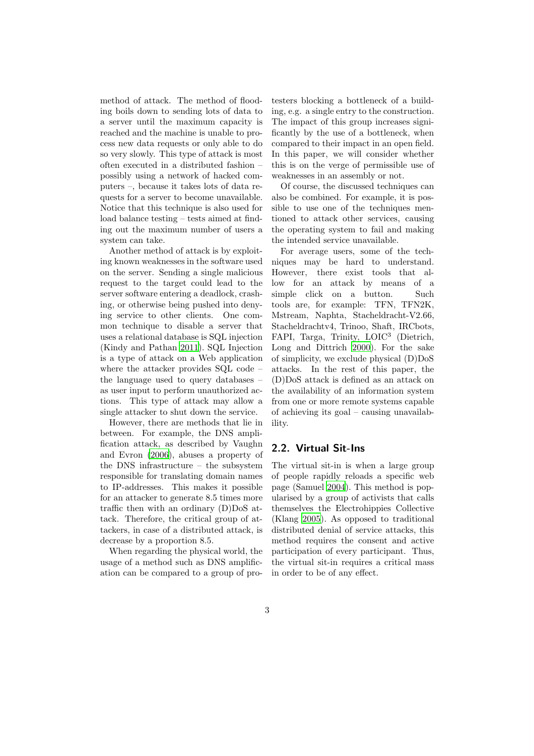method of attack. The method of flooding boils down to sending lots of data to a server until the maximum capacity is reached and the machine is unable to process new data requests or only able to do so very slowly. This type of attack is most often executed in a distributed fashion – possibly using a network of hacked computers –, because it takes lots of data requests for a server to become unavailable. Notice that this technique is also used for load balance testing – tests aimed at finding out the maximum number of users a system can take.

Another method of attack is by exploiting known weaknesses in the software used on the server. Sending a single malicious request to the target could lead to the server software entering a deadlock, crashing, or otherwise being pushed into denying service to other clients. One common technique to disable a server that uses a relational database is SQL injection (Kindy and Pathan 2011). SQL Injection is a type of attack on a Web application where the attacker provides SQL code – the language used to query databases – as user input to perform unauthorized actions. This type of attack may allow a single attacker to shut down the service.

However, there are methods that lie in between. For example, the DNS amplification attack, as described by Vaughn and Evron (2006), abuses a property of the DNS infrastructure – the subsystem responsible for translating domain names to IP-addresses. This makes it possible for an attacker to generate 8.5 times more traffic then with an ordinary (D)DoS attack. Therefore, the critical group of attackers, in case of a distributed attack, is decrease by a proportion 8.5.

When regarding the physical world, the usage of a method such as DNS amplification can be compared to a group of protesters blocking a bottleneck of a building, e.g. a single entry to the construction. The impact of this group increases significantly by the use of a bottleneck, when compared to their impact in an open field. In this paper, we will consider whether this is on the verge of permissible use of weaknesses in an assembly or not.

Of course, the discussed techniques can also be combined. For example, it is possible to use one of the techniques mentioned to attack other services, causing the operating system to fail and making the intended service unavailable.

For average users, some of the techniques may be hard to understand. However, there exist tools that allow for an attack by means of a simple click on a button. Such tools are, for example: TFN, TFN2K, Mstream, Naphta, Stacheldracht-V2.66, Stacheldrachtv4, Trinoo, Shaft, IRCbots, FAPI, Targa, Trinity, LOIC[3] (Dietrich, Long and Dittrich 2000). For the sake of simplicity, we exclude physical (D)DoS attacks. In the rest of this paper, the (D)DoS attack is defined as an attack on the availability of an information system from one or more remote systems capable of achieving its goal – causing unavailability.

## 2.2. Virtual Sit-Ins

The virtual sit-in is when a large group of people rapidly reloads a specific web page (Samuel 2004). This method is popularised by a group of activists that calls themselves the Electrohippies Collective (Klang 2005). As opposed to traditional distributed denial of service attacks, this method requires the consent and active participation of every participant. Thus, the virtual sit-in requires a critical mass in order to be of any effect.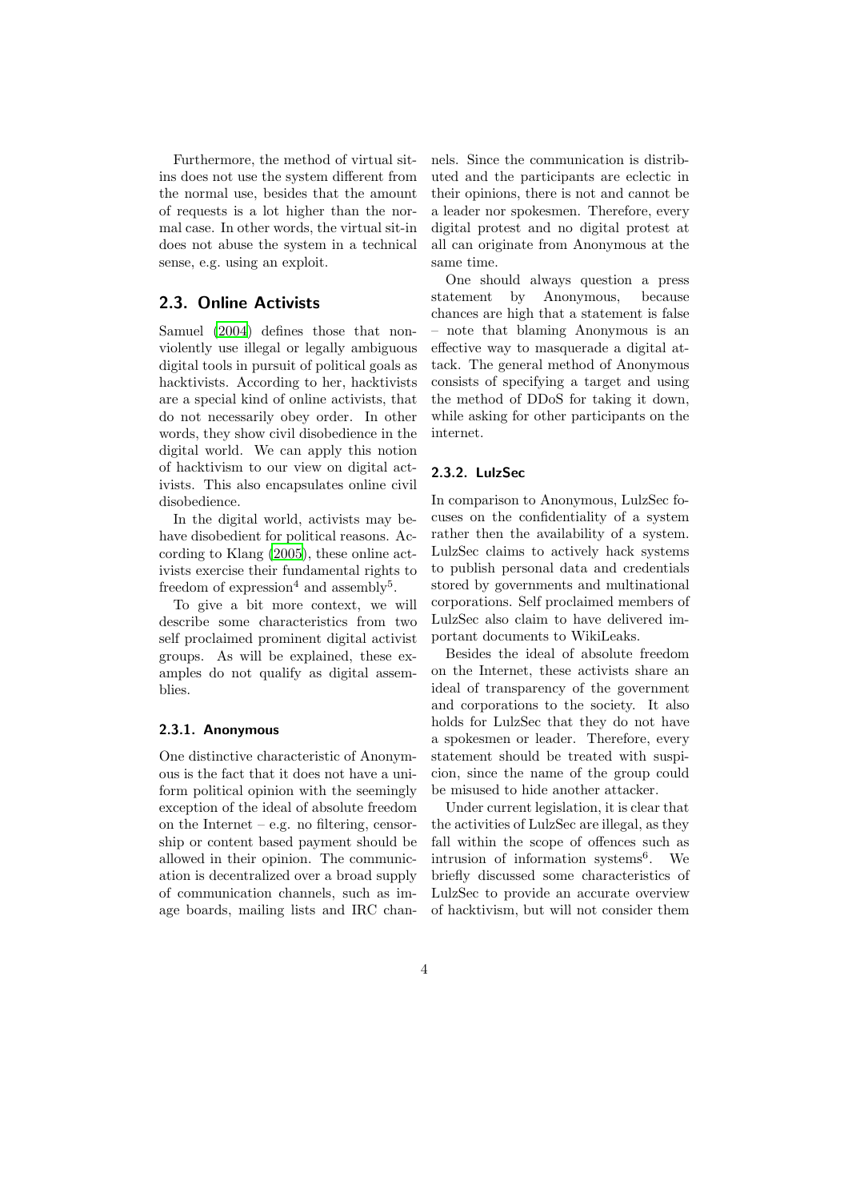Furthermore, the method of virtual sit-ins does not use the system different from the normal use, besides that the amount of requests is a lot higher than the normal case. In other words, the virtual sit-in does not abuse the system in a technical sense, e.g. using an exploit.

## 2.3. Online Activists

Samuel (2004) defines those that non-violently use illegal or legally ambiguous digital tools in pursuit of political goals as hacktivists. According to her, hacktivists are a special kind of online activists, that do not necessarily obey order. In other words, they show civil disobedience in the digital world. We can apply this notion of hacktivism to our view on digital activists. This also encapsulates online civil disobedience.

In the digital world, activists may behave disobedient for political reasons. According to Klang (2005), these online activists exercise their fundamental rights to freedom of expression[4] and assembly[5].

To give a bit more context, we will describe some characteristics from two self proclaimed prominent digital activist groups. As will be explained, these examples do not qualify as digital assemblies.

### 2.3.1. Anonymous

One distinctive characteristic of Anonymous is the fact that it does not have a uniform political opinion with the seemingly exception of the ideal of absolute freedom on the Internet – e.g. no filtering, censorship or content based payment should be allowed in their opinion. The communication is decentralized over a broad supply of communication channels, such as image boards, mailing lists and IRC channels. Since the communication is distributed and the participants are eclectic in their opinions, there is not and cannot be a leader nor spokesmen. Therefore, every digital protest and no digital protest at all can originate from Anonymous at the same time.

One should always question a press statement by Anonymous, because chances are high that a statement is false – note that blaming Anonymous is an effective way to masquerade a digital attack. The general method of Anonymous consists of specifying a target and using the method of DDoS for taking it down, while asking for other participants on the internet.

### 2.3.2. LulzSec

In comparison to Anonymous, LulzSec focuses on the confidentiality of a system rather then the availability of a system. LulzSec claims to actively hack systems to publish personal data and credentials stored by governments and multinational corporations. Self proclaimed members of LulzSec also claim to have delivered important documents to WikiLeaks.

Besides the ideal of absolute freedom on the Internet, these activists share an ideal of transparency of the government and corporations to the society. It also holds for LulzSec that they do not have a spokesmen or leader. Therefore, every statement should be treated with suspicion, since the name of the group could be misused to hide another attacker.

Under current legislation, it is clear that the activities of LulzSec are illegal, as they fall within the scope of offences such as intrusion of information systems[6]. We briefly discussed some characteristics of LulzSec to provide an accurate overview of hacktivism, but will not consider them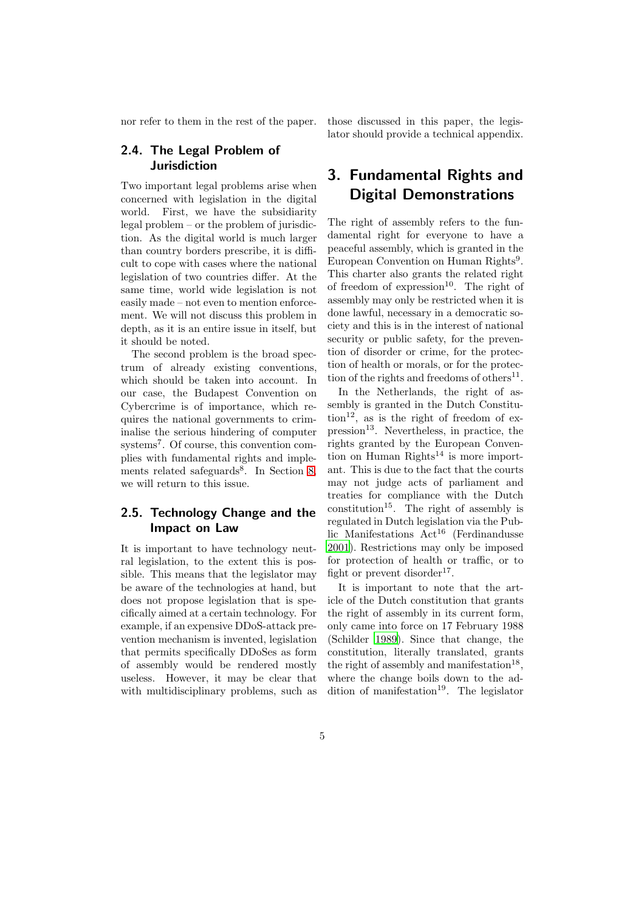nor refer to them in the rest of the paper.

### 2.4. The Legal Problem of Jurisdiction

Two important legal problems arise when concerned with legislation in the digital world. First, we have the subsidiarity legal problem – or the problem of jurisdiction. As the digital world is much larger than country borders prescribe, it is difficult to cope with cases where the national legislation of two countries differ. At the same time, world wide legislation is not easily made – not even to mention enforcement. We will not discuss this problem in depth, as it is an entire issue in itself, but it should be noted.

The second problem is the broad spectrum of already existing conventions, which should be taken into account. In our case, the Budapest Convention on Cybercrime is of importance, which requires the national governments to criminalise the serious hindering of computer systems[7]. Of course, this convention complies with fundamental rights and implements related safeguards[8]. In Section 8, we will return to this issue.

### 2.5. Technology Change and the Impact on Law

It is important to have technology neutral legislation, to the extent this is possible. This means that the legislator may be aware of the technologies at hand, but does not propose legislation that is specifically aimed at a certain technology. For example, if an expensive DDoS-attack prevention mechanism is invented, legislation that permits specifically DDoSes as form of assembly would be rendered mostly useless. However, it may be clear that with multidisciplinary problems, such as those discussed in this paper, the legislator should provide a technical appendix.

## 3. Fundamental Rights and Digital Demonstrations

The right of assembly refers to the fundamental right for everyone to have a peaceful assembly, which is granted in the European Convention on Human Rights[9]. This charter also grants the related right of freedom of expression[10]. The right of assembly may only be restricted when it is done lawful, necessary in a democratic society and this is in the interest of national security or public safety, for the prevention of disorder or crime, for the protection of health or morals, or for the protection of the rights and freedoms of others[11].

In the Netherlands, the right of assembly is granted in the Dutch Constitution[12], as is the right of freedom of expression[13]. Nevertheless, in practice, the rights granted by the European Convention on Human Rights[14] is more important. This is due to the fact that the courts may not judge acts of parliament and treaties for compliance with the Dutch constitution[15]. The right of assembly is regulated in Dutch legislation via the Public Manifestations Act[16] (Ferdinandusse 2001). Restrictions may only be imposed for protection of health or traffic, or to fight or prevent disorder[17].

It is important to note that the article of the Dutch constitution that grants the right of assembly in its current form, only came into force on 17 February 1988 (Schilder 1989). Since that change, the constitution, literally translated, grants the right of assembly and manifestation[18], where the change boils down to the addition of manifestation[19]. The legislator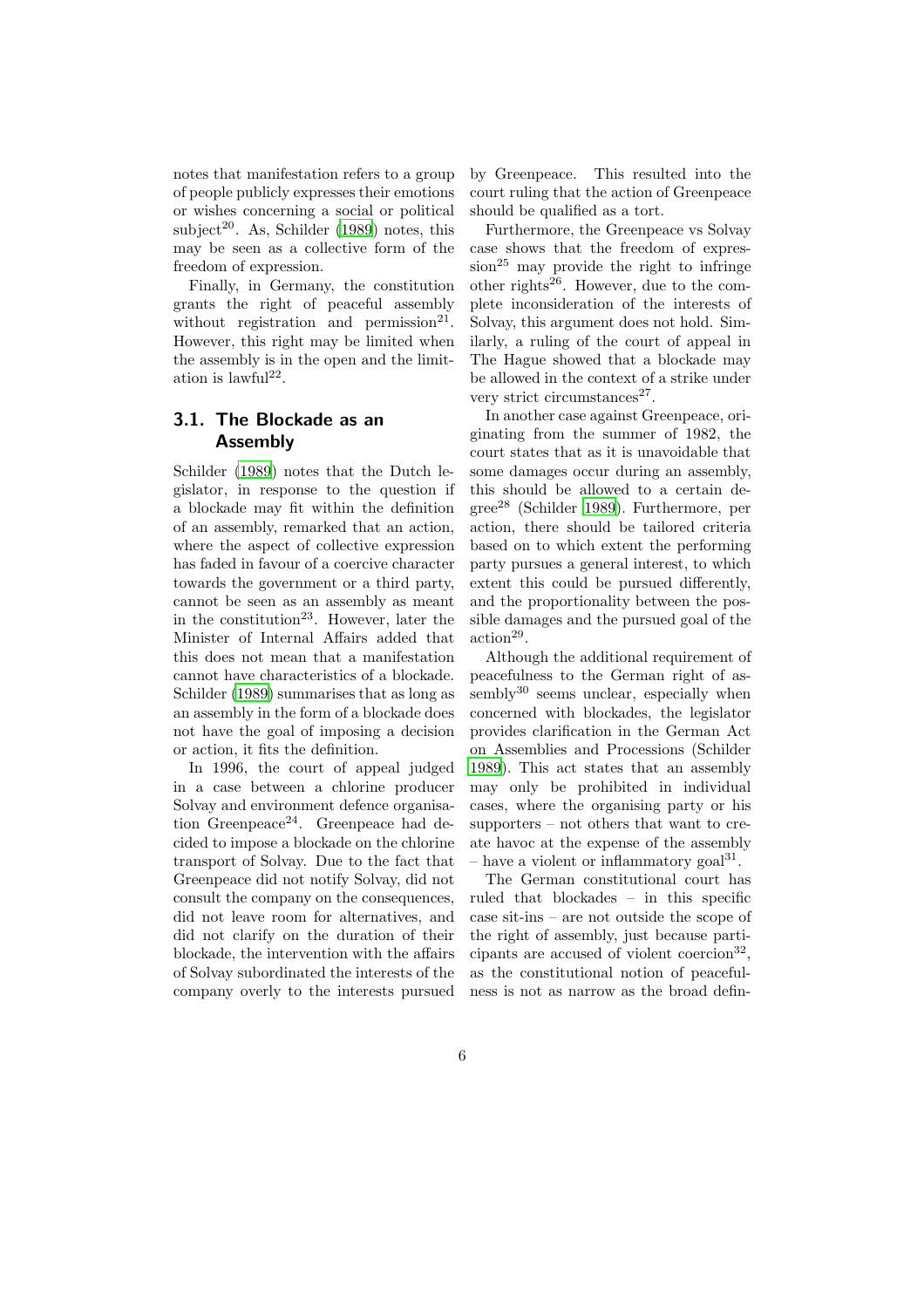notes that manifestation refers to a group of people publicly expresses their emotions or wishes concerning a social or political subject[20]. As, Schilder (1989) notes, this may be seen as a collective form of the freedom of expression.

Finally, in Germany, the constitution grants the right of peaceful assembly without registration and permission[21]. However, this right may be limited when the assembly is in the open and the limitation is lawful[22].

## 3.1. The Blockade as an Assembly

Schilder (1989) notes that the Dutch legislator, in response to the question if a blockade may fit within the definition of an assembly, remarked that an action, where the aspect of collective expression has faded in favour of a coercive character towards the government or a third party, cannot be seen as an assembly as meant in the constitution[23]. However, later the Minister of Internal Affairs added that this does not mean that a manifestation cannot have characteristics of a blockade. Schilder (1989) summarises that as long as an assembly in the form of a blockade does not have the goal of imposing a decision or action, it fits the definition.

In 1996, the court of appeal judged in a case between a chlorine producer Solvay and environment defence organisation Greenpeace[24]. Greenpeace had decided to impose a blockade on the chlorine transport of Solvay. Due to the fact that Greenpeace did not notify Solvay, did not consult the company on the consequences, did not leave room for alternatives, and did not clarify on the duration of their blockade, the intervention with the affairs of Solvay subordinated the interests of the company overly to the interests pursued by Greenpeace. This resulted into the court ruling that the action of Greenpeace should be qualified as a tort.

Furthermore, the Greenpeace vs Solvay case shows that the freedom of expression[25] may provide the right to infringe other rights[26]. However, due to the complete inconsideration of the interests of Solvay, this argument does not hold. Similarly, a ruling of the court of appeal in The Hague showed that a blockade may be allowed in the context of a strike under very strict circumstances[27].

In another case against Greenpeace, originating from the summer of 1982, the court states that as it is unavoidable that some damages occur during an assembly, this should be allowed to a certain degree[28] (Schilder 1989). Furthermore, per action, there should be tailored criteria based on to which extent the performing party pursues a general interest, to which extent this could be pursued differently, and the proportionality between the possible damages and the pursued goal of the action[29].

Although the additional requirement of peacefulness to the German right of assembly[30] seems unclear, especially when concerned with blockades, the legislator provides clarification in the German Act on Assemblies and Processions (Schilder 1989). This act states that an assembly may only be prohibited in individual cases, where the organising party or his supporters – not others that want to create havoc at the expense of the assembly – have a violent or inflammatory goal[31].

The German constitutional court has ruled that blockades – in this specific case sit-ins – are not outside the scope of the right of assembly, just because participants are accused of violent coercion[32], as the constitutional notion of peacefulness is not as narrow as the broad defin-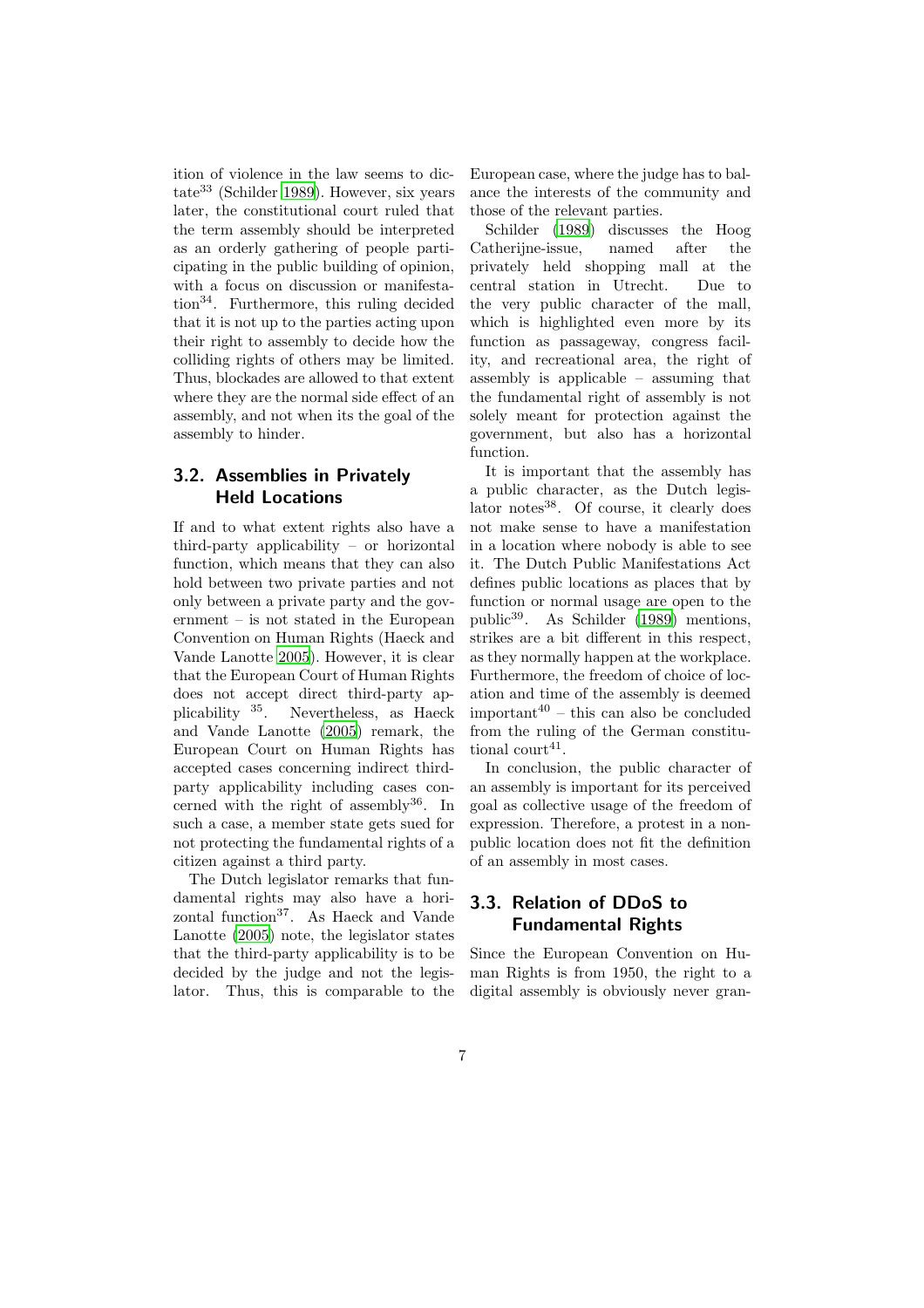ition of violence in the law seems to dictate[33] (Schilder 1989). However, six years later, the constitutional court ruled that the term assembly should be interpreted as an orderly gathering of people participating in the public building of opinion, with a focus on discussion or manifestation[34]. Furthermore, this ruling decided that it is not up to the parties acting upon their right to assembly to decide how the colliding rights of others may be limited. Thus, blockades are allowed to that extent where they are the normal side effect of an assembly, and not when its the goal of the assembly to hinder.

### 3.2. Assemblies in Privately Held Locations

If and to what extent rights also have a third-party applicability – or horizontal function, which means that they can also hold between two private parties and not only between a private party and the government – is not stated in the European Convention on Human Rights (Haeck and Vande Lanotte 2005). However, it is clear that the European Court of Human Rights does not accept direct third-party applicability [35]. Nevertheless, as Haeck and Vande Lanotte (2005) remark, the European Court on Human Rights has accepted cases concerning indirect third-party applicability including cases concerned with the right of assembly[36]. In such a case, a member state gets sued for not protecting the fundamental rights of a citizen against a third party.

The Dutch legislator remarks that fundamental rights may also have a horizontal function[37]. As Haeck and Vande Lanotte (2005) note, the legislator states that the third-party applicability is to be decided by the judge and not the legislator. Thus, this is comparable to the European case, where the judge has to balance the interests of the community and those of the relevant parties.

Schilder (1989) discusses the Hoog Catherijne-issue, named after the privately held shopping mall at the central station in Utrecht. Due to the very public character of the mall, which is highlighted even more by its function as passageway, congress facility, and recreational area, the right of assembly is applicable – assuming that the fundamental right of assembly is not solely meant for protection against the government, but also has a horizontal function.

It is important that the assembly has a public character, as the Dutch legislator notes[38]. Of course, it clearly does not make sense to have a manifestation in a location where nobody is able to see it. The Dutch Public Manifestations Act defines public locations as places that by function or normal usage are open to the public[39]. As Schilder (1989) mentions, strikes are a bit different in this respect, as they normally happen at the workplace. Furthermore, the freedom of choice of location and time of the assembly is deemed important[40] – this can also be concluded from the ruling of the German constitutional court[41].

In conclusion, the public character of an assembly is important for its perceived goal as collective usage of the freedom of expression. Therefore, a protest in a non-public location does not fit the definition of an assembly in most cases.

### 3.3. Relation of DDoS to Fundamental Rights

Since the European Convention on Human Rights is from 1950, the right to a digital assembly is obviously never gran-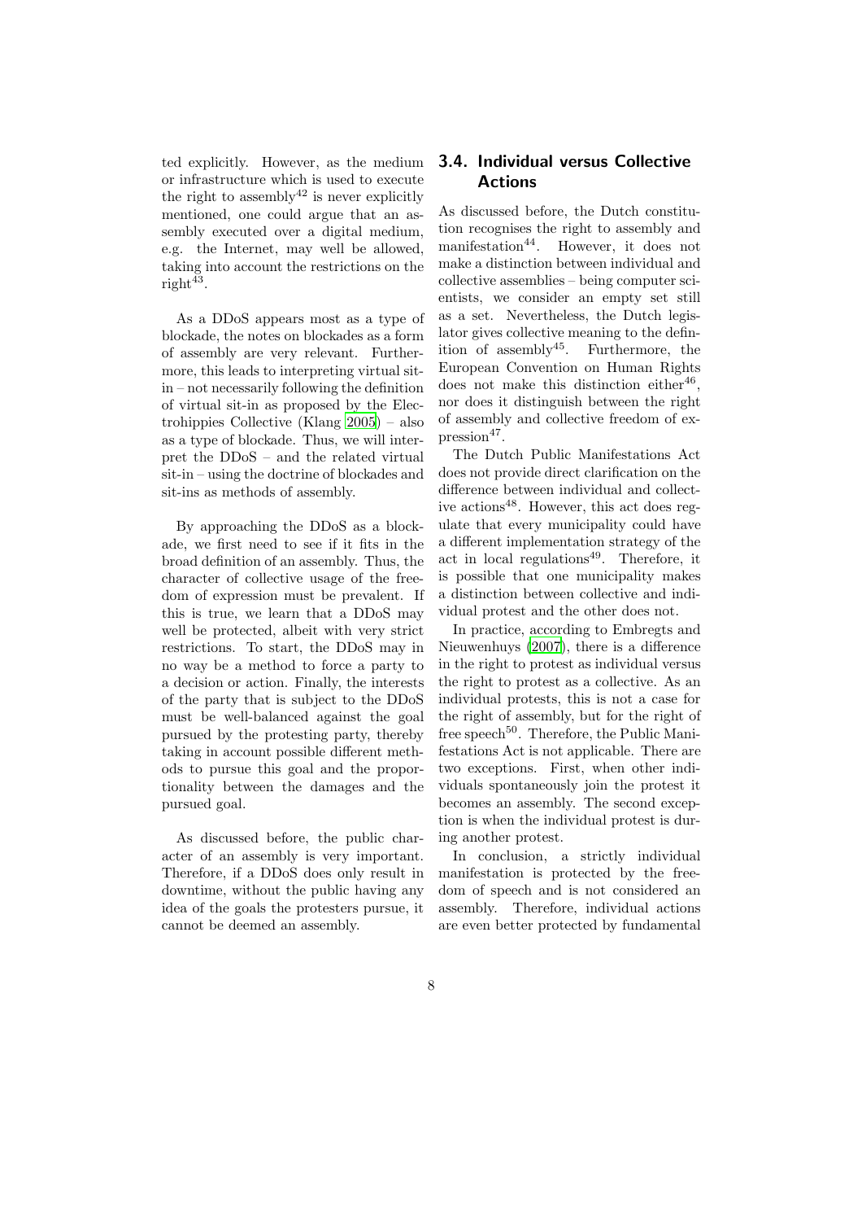ted explicitly. However, as the medium or infrastructure which is used to execute the right to assembly[42] is never explicitly mentioned, one could argue that an assembly executed over a digital medium, e.g. the Internet, may well be allowed, taking into account the restrictions on the right[43].

As a DDoS appears most as a type of blockade, the notes on blockades as a form of assembly are very relevant. Furthermore, this leads to interpreting virtual sit-in – not necessarily following the definition of virtual sit-in as proposed by the Electrohippies Collective (Klang 2005) – also as a type of blockade. Thus, we will interpret the DDoS – and the related virtual sit-in – using the doctrine of blockades and sit-ins as methods of assembly.

By approaching the DDoS as a blockade, we first need to see if it fits in the broad definition of an assembly. Thus, the character of collective usage of the freedom of expression must be prevalent. If this is true, we learn that a DDoS may well be protected, albeit with very strict restrictions. To start, the DDoS may in no way be a method to force a party to a decision or action. Finally, the interests of the party that is subject to the DDoS must be well-balanced against the goal pursued by the protesting party, thereby taking in account possible different methods to pursue this goal and the proportionality between the damages and the pursued goal.

As discussed before, the public character of an assembly is very important. Therefore, if a DDoS does only result in downtime, without the public having any idea of the goals the protesters pursue, it cannot be deemed an assembly.

## 3.4. Individual versus Collective Actions

As discussed before, the Dutch constitution recognises the right to assembly and manifestation[44]. However, it does not make a distinction between individual and collective assemblies – being computer scientists, we consider an empty set still as a set. Nevertheless, the Dutch legislator gives collective meaning to the definition of assembly[45]. Furthermore, the European Convention on Human Rights does not make this distinction either[46], nor does it distinguish between the right of assembly and collective freedom of expression[47].

The Dutch Public Manifestations Act does not provide direct clarification on the difference between individual and collective actions[48]. However, this act does regulate that every municipality could have a different implementation strategy of the act in local regulations[49]. Therefore, it is possible that one municipality makes a distinction between collective and individual protest and the other does not.

In practice, according to Embregts and Nieuwenhuys (2007), there is a difference in the right to protest as individual versus the right to protest as a collective. As an individual protests, this is not a case for the right of assembly, but for the right of free speech[50]. Therefore, the Public Manifestations Act is not applicable. There are two exceptions. First, when other individuals spontaneously join the protest it becomes an assembly. The second exception is when the individual protest is during another protest.

In conclusion, a strictly individual manifestation is protected by the freedom of speech and is not considered an assembly. Therefore, individual actions are even better protected by fundamental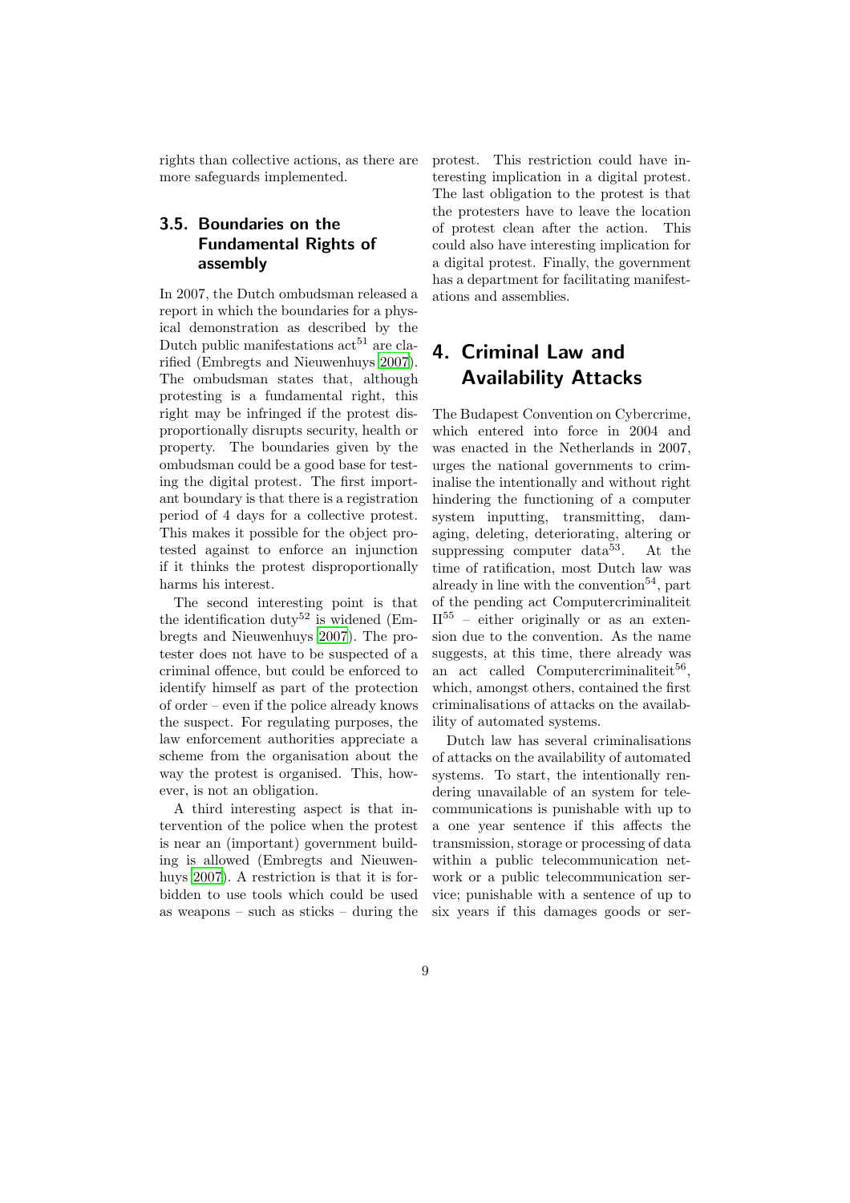rights than collective actions, as there are more safeguards implemented.

### 3.5. Boundaries on the Fundamental Rights of assembly

In 2007, the Dutch ombudsman released a report in which the boundaries for a physical demonstration as described by the Dutch public manifestations act[51] are clarified (Embregts and Nieuwenhuys 2007). The ombudsman states that, although protesting is a fundamental right, this right may be infringed if the protest disproportionally disrupts security, health or property. The boundaries given by the ombudsman could be a good base for testing the digital protest. The first important boundary is that there is a registration period of 4 days for a collective protest. This makes it possible for the object protested against to enforce an injunction if it thinks the protest disproportionally harms his interest.

The second interesting point is that the identification duty[52] is widened (Embregts and Nieuwenhuys 2007). The protester does not have to be suspected of a criminal offence, but could be enforced to identify himself as part of the protection of order – even if the police already knows the suspect. For regulating purposes, the law enforcement authorities appreciate a scheme from the organisation about the way the protest is organised. This, however, is not an obligation.

A third interesting aspect is that intervention of the police when the protest is near an (important) government building is allowed (Embregts and Nieuwenhuys 2007). A restriction is that it is forbidden to use tools which could be used as weapons – such as sticks – during the protest. This restriction could have interesting implication in a digital protest. The last obligation to the protest is that the protesters have to leave the location of protest clean after the action. This could also have interesting implication for a digital protest. Finally, the government has a department for facilitating manifestations and assemblies.

## 4. Criminal Law and Availability Attacks

The Budapest Convention on Cybercrime, which entered into force in 2004 and was enacted in the Netherlands in 2007, urges the national governments to criminalise the intentionally and without right hindering the functioning of a computer system inputting, transmitting, damaging, deleting, deteriorating, altering or suppressing computer data[53]. At the time of ratification, most Dutch law was already in line with the convention[54], part of the pending act Computercriminaliteit II[55] – either originally or as an extension due to the convention. As the name suggests, at this time, there already was an act called Computercriminaliteit[56], which, amongst others, contained the first criminalisations of attacks on the availability of automated systems.

Dutch law has several criminalisations of attacks on the availability of automated systems. To start, the intentionally rendering unavailable of an system for telecommunications is punishable with up to a one year sentence if this affects the transmission, storage or processing of data within a public telecommunication network or a public telecommunication service; punishable with a sentence of up to six years if this damages goods or ser-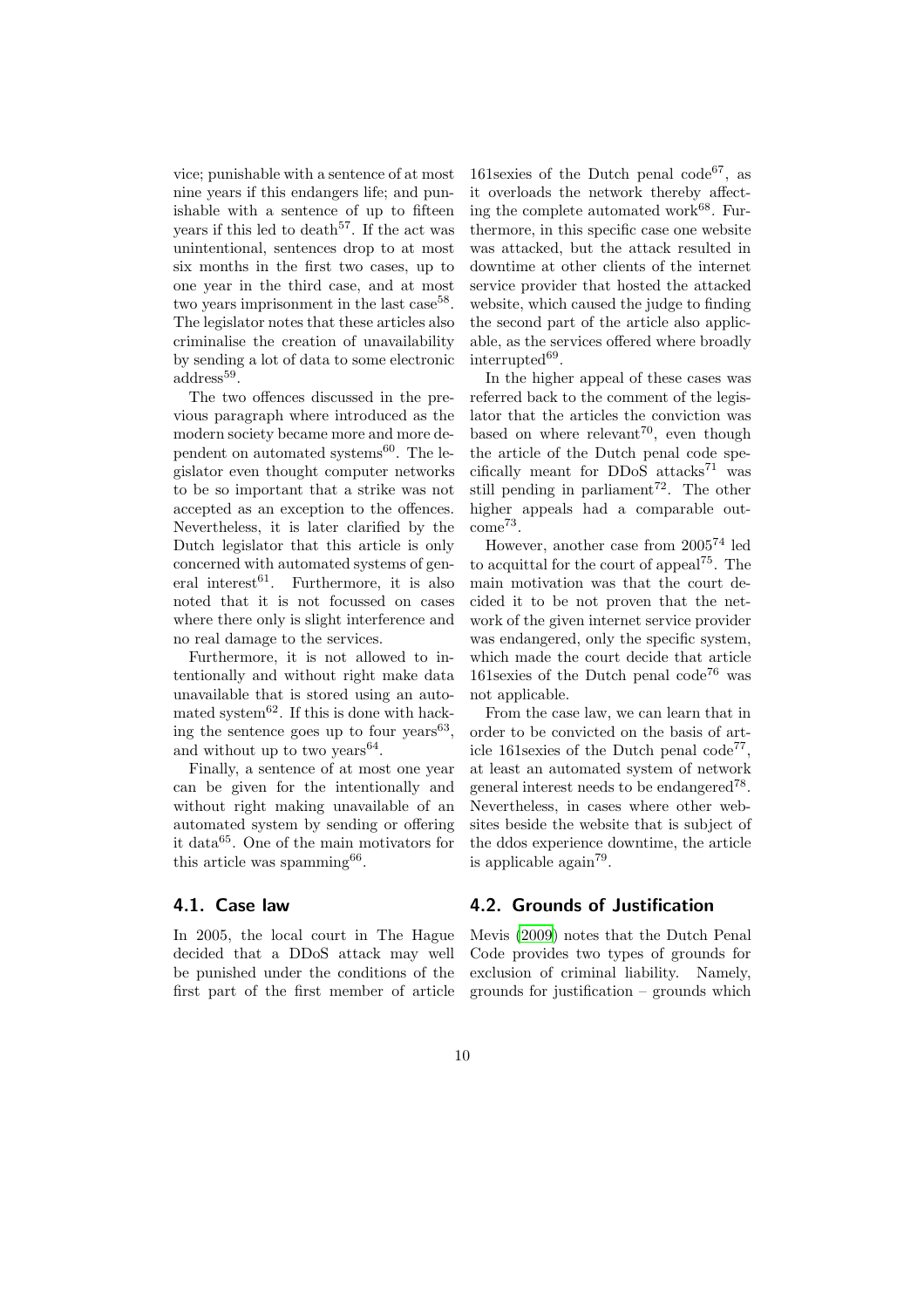vice; punishable with a sentence of at most nine years if this endangers life; and punishable with a sentence of up to fifteen years if this led to death[57]. If the act was unintentional, sentences drop to at most six months in the first two cases, up to one year in the third case, and at most two years imprisonment in the last case[58]. The legislator notes that these articles also criminalise the creation of unavailability by sending a lot of data to some electronic address[59].

The two offences discussed in the previous paragraph where introduced as the modern society became more and more dependent on automated systems[60]. The legislator even thought computer networks to be so important that a strike was not accepted as an exception to the offences. Nevertheless, it is later clarified by the Dutch legislator that this article is only concerned with automated systems of general interest[61]. Furthermore, it is also noted that it is not focussed on cases where there only is slight interference and no real damage to the services.

Furthermore, it is not allowed to intentionally and without right make data unavailable that is stored using an automated system[62]. If this is done with hacking the sentence goes up to four years[63], and without up to two years[64].

Finally, a sentence of at most one year can be given for the intentionally and without right making unavailable of an automated system by sending or offering it data[65]. One of the main motivators for this article was spamming[66].

## 4.1. Case law

In 2005, the local court in The Hague decided that a DDoS attack may well be punished under the conditions of the first part of the first member of article 161sexies of the Dutch penal code[67], as it overloads the network thereby affecting the complete automated work[68]. Furthermore, in this specific case one website was attacked, but the attack resulted in downtime at other clients of the internet service provider that hosted the attacked website, which caused the judge to finding the second part of the article also applicable, as the services offered where broadly interrupted[69].

In the higher appeal of these cases was referred back to the comment of the legislator that the articles the conviction was based on where relevant[70], even though the article of the Dutch penal code specifically meant for DDoS attacks[71] was still pending in parliament[72]. The other higher appeals had a comparable outcome[73].

However, another case from 2005[74] led to acquittal for the court of appeal[75]. The main motivation was that the court decided it to be not proven that the network of the given internet service provider was endangered, only the specific system, which made the court decide that article 161sexies of the Dutch penal code[76] was not applicable.

From the case law, we can learn that in order to be convicted on the basis of article 161sexies of the Dutch penal code[77], at least an automated system of network general interest needs to be endangered[78]. Nevertheless, in cases where other websites beside the website that is subject of the ddos experience downtime, the article is applicable again[79].

## 4.2. Grounds of Justification

Mevis (2009) notes that the Dutch Penal Code provides two types of grounds for exclusion of criminal liability. Namely, grounds for justification – grounds which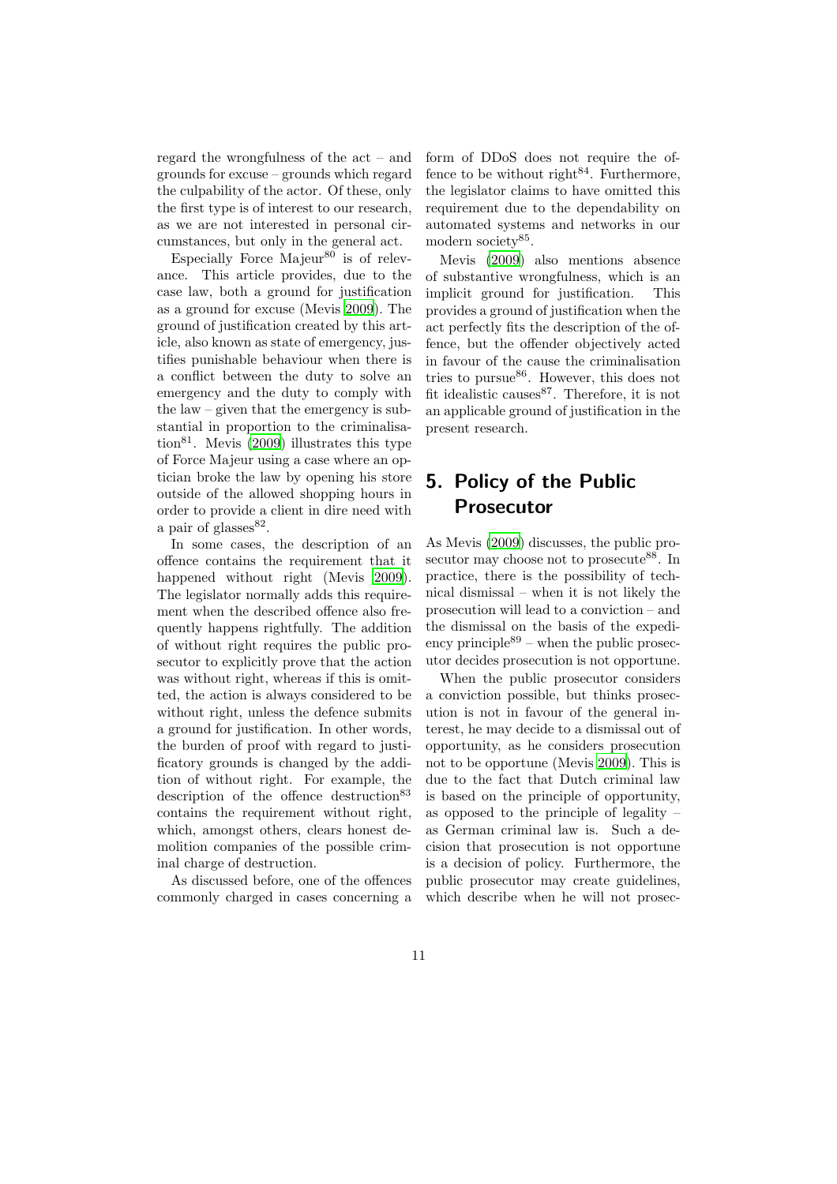regard the wrongfulness of the act – and grounds for excuse – grounds which regard the culpability of the actor. Of these, only the first type is of interest to our research, as we are not interested in personal circumstances, but only in the general act.

Especially Force Majeur[80] is of relevance. This article provides, due to the case law, both a ground for justification as a ground for excuse (Mevis 2009). The ground of justification created by this article, also known as state of emergency, justifies punishable behaviour when there is a conflict between the duty to solve an emergency and the duty to comply with the law – given that the emergency is substantial in proportion to the criminalisation[81]. Mevis (2009) illustrates this type of Force Majeur using a case where an optician broke the law by opening his store outside of the allowed shopping hours in order to provide a client in dire need with a pair of glasses[82].

In some cases, the description of an offence contains the requirement that it happened without right (Mevis 2009). The legislator normally adds this requirement when the described offence also frequently happens rightfully. The addition of without right requires the public prosecutor to explicitly prove that the action was without right, whereas if this is omitted, the action is always considered to be without right, unless the defence submits a ground for justification. In other words, the burden of proof with regard to justificatory grounds is changed by the addition of without right. For example, the description of the offence destruction[83] contains the requirement without right, which, amongst others, clears honest demolition companies of the possible criminal charge of destruction.

As discussed before, one of the offences commonly charged in cases concerning a form of DDoS does not require the offence to be without right[84]. Furthermore, the legislator claims to have omitted this requirement due to the dependability on automated systems and networks in our modern society[85].

Mevis (2009) also mentions absence of substantive wrongfulness, which is an implicit ground for justification. This provides a ground of justification when the act perfectly fits the description of the offence, but the offender objectively acted in favour of the cause the criminalisation tries to pursue[86]. However, this does not fit idealistic causes[87]. Therefore, it is not an applicable ground of justification in the present research.

## 5. Policy of the Public Prosecutor

As Mevis (2009) discusses, the public prosecutor may choose not to prosecute[88]. In practice, there is the possibility of technical dismissal – when it is not likely the prosecution will lead to a conviction – and the dismissal on the basis of the expediency principle[89] – when the public prosecutor decides prosecution is not opportune.

When the public prosecutor considers a conviction possible, but thinks prosecution is not in favour of the general interest, he may decide to a dismissal out of opportunity, as he considers prosecution not to be opportune (Mevis 2009). This is due to the fact that Dutch criminal law is based on the principle of opportunity, as opposed to the principle of legality – as German criminal law is. Such a decision that prosecution is not opportune is a decision of policy. Furthermore, the public prosecutor may create guidelines, which describe when he will not prosec-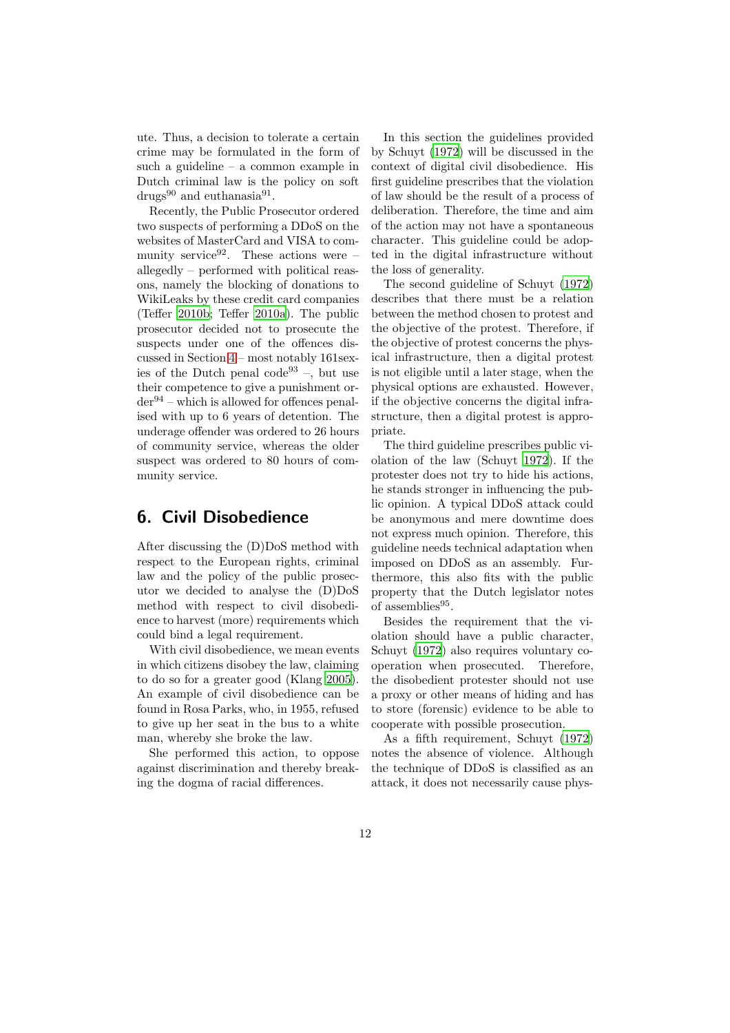ute. Thus, a decision to tolerate a certain crime may be formulated in the form of such a guideline – a common example in Dutch criminal law is the policy on soft drugs[90] and euthanasia[91].

Recently, the Public Prosecutor ordered two suspects of performing a DDoS on the websites of MasterCard and VISA to community service[92]. These actions were – allegedly – performed with political reasons, namely the blocking of donations to WikiLeaks by these credit card companies (Teffer 2010b; Teffer 2010a). The public prosecutor decided not to prosecute the suspects under one of the offences discussed in Section 4 – most notably 161sexies of the Dutch penal code[93] –, but use their competence to give a punishment order[94] – which is allowed for offences penalised with up to 6 years of detention. The underage offender was ordered to 26 hours of community service, whereas the older suspect was ordered to 80 hours of community service.

## 6. Civil Disobedience

After discussing the (D)DoS method with respect to the European rights, criminal law and the policy of the public prosecutor we decided to analyse the (D)DoS method with respect to civil disobedience to harvest (more) requirements which could bind a legal requirement.

With civil disobedience, we mean events in which citizens disobey the law, claiming to do so for a greater good (Klang 2005). An example of civil disobedience can be found in Rosa Parks, who, in 1955, refused to give up her seat in the bus to a white man, whereby she broke the law.

She performed this action, to oppose against discrimination and thereby breaking the dogma of racial differences.

In this section the guidelines provided by Schuyt (1972) will be discussed in the context of digital civil disobedience. His first guideline prescribes that the violation of law should be the result of a process of deliberation. Therefore, the time and aim of the action may not have a spontaneous character. This guideline could be adopted in the digital infrastructure without the loss of generality.

The second guideline of Schuyt (1972) describes that there must be a relation between the method chosen to protest and the objective of the protest. Therefore, if the objective of protest concerns the physical infrastructure, then a digital protest is not eligible until a later stage, when the physical options are exhausted. However, if the objective concerns the digital infrastructure, then a digital protest is appropriate.

The third guideline prescribes public violation of the law (Schuyt 1972). If the protester does not try to hide his actions, he stands stronger in influencing the public opinion. A typical DDoS attack could be anonymous and mere downtime does not express much opinion. Therefore, this guideline needs technical adaptation when imposed on DDoS as an assembly. Furthermore, this also fits with the public property that the Dutch legislator notes of assemblies[95].

Besides the requirement that the violation should have a public character, Schuyt (1972) also requires voluntary cooperation when prosecuted. Therefore, the disobedient protester should not use a proxy or other means of hiding and has to store (forensic) evidence to be able to cooperate with possible prosecution.

As a fifth requirement, Schuyt (1972) notes the absence of violence. Although the technique of DDoS is classified as an attack, it does not necessarily cause phys-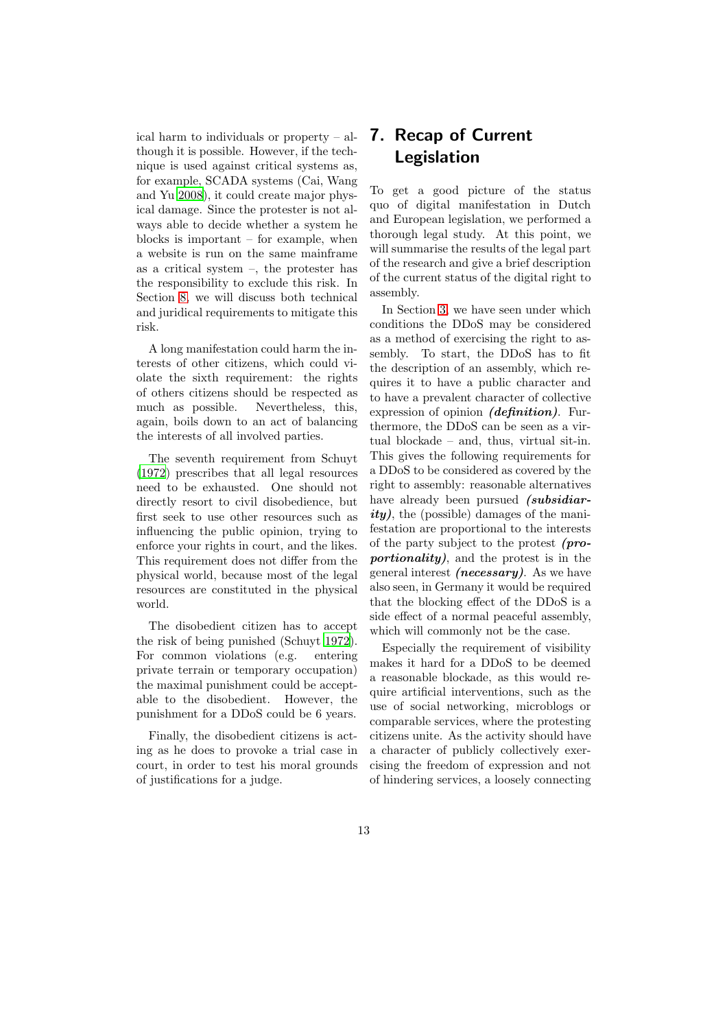ical harm to individuals or property – although it is possible. However, if the technique is used against critical systems as, for example, SCADA systems (Cai, Wang and Yu 2008), it could create major physical damage. Since the protester is not always able to decide whether a system he blocks is important – for example, when a website is run on the same mainframe as a critical system –, the protester has the responsibility to exclude this risk. In Section 8, we will discuss both technical and juridical requirements to mitigate this risk.

A long manifestation could harm the interests of other citizens, which could violate the sixth requirement: the rights of others citizens should be respected as much as possible. Nevertheless, this, again, boils down to an act of balancing the interests of all involved parties.

The seventh requirement from Schuyt (1972) prescribes that all legal resources need to be exhausted. One should not directly resort to civil disobedience, but first seek to use other resources such as influencing the public opinion, trying to enforce your rights in court, and the likes. This requirement does not differ from the physical world, because most of the legal resources are constituted in the physical world.

The disobedient citizen has to accept the risk of being punished (Schuyt 1972). For common violations (e.g. entering private terrain or temporary occupation) the maximal punishment could be acceptable to the disobedient. However, the punishment for a DDoS could be 6 years.

Finally, the disobedient citizens is acting as he does to provoke a trial case in court, in order to test his moral grounds of justifications for a judge.

# 7. Recap of Current Legislation

To get a good picture of the status quo of digital manifestation in Dutch and European legislation, we performed a thorough legal study. At this point, we will summarise the results of the legal part of the research and give a brief description of the current status of the digital right to assembly.

In Section 3, we have seen under which conditions the DDoS may be considered as a method of exercising the right to assembly. To start, the DDoS has to fit the description of an assembly, which requires it to have a public character and to have a prevalent character of collective expression of opinion ***(definition)***. Furthermore, the DDoS can be seen as a virtual blockade – and, thus, virtual sit-in. This gives the following requirements for a DDoS to be considered as covered by the right to assembly: reasonable alternatives have already been pursued ***(subsidiarity)***, the (possible) damages of the manifestation are proportional to the interests of the party subject to the protest ***(proportionality)***, and the protest is in the general interest ***(necessary)***. As we have also seen, in Germany it would be required that the blocking effect of the DDoS is a side effect of a normal peaceful assembly, which will commonly not be the case.

Especially the requirement of visibility makes it hard for a DDoS to be deemed a reasonable blockade, as this would require artificial interventions, such as the use of social networking, microblogs or comparable services, where the protesting citizens unite. As the activity should have a character of publicly collectively exercising the freedom of expression and not of hindering services, a loosely connecting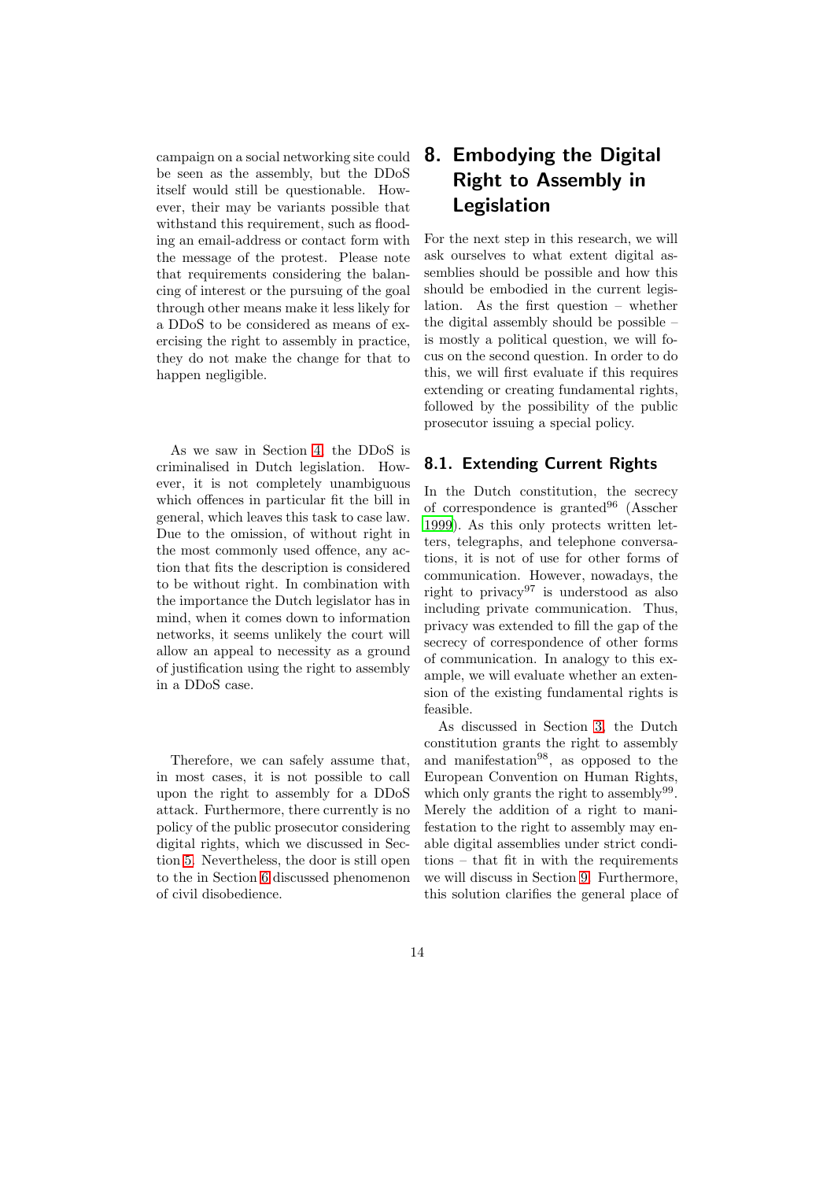campaign on a social networking site could be seen as the assembly, but the DDoS itself would still be questionable. However, their may be variants possible that withstand this requirement, such as flooding an email-address or contact form with the message of the protest. Please note that requirements considering the balancing of interest or the pursuing of the goal through other means make it less likely for a DDoS to be considered as means of exercising the right to assembly in practice, they do not make the change for that to happen negligible.

As we saw in Section 4, the DDoS is criminalised in Dutch legislation. However, it is not completely unambiguous which offences in particular fit the bill in general, which leaves this task to case law. Due to the omission, of without right in the most commonly used offence, any action that fits the description is considered to be without right. In combination with the importance the Dutch legislator has in mind, when it comes down to information networks, it seems unlikely the court will allow an appeal to necessity as a ground of justification using the right to assembly in a DDoS case.

Therefore, we can safely assume that, in most cases, it is not possible to call upon the right to assembly for a DDoS attack. Furthermore, there currently is no policy of the public prosecutor considering digital rights, which we discussed in Section 5. Nevertheless, the door is still open to the in Section 6 discussed phenomenon of civil disobedience.

# 8. Embodying the Digital Right to Assembly in Legislation

For the next step in this research, we will ask ourselves to what extent digital assemblies should be possible and how this should be embodied in the current legislation. As the first question – whether the digital assembly should be possible – is mostly a political question, we will focus on the second question. In order to do this, we will first evaluate if this requires extending or creating fundamental rights, followed by the possibility of the public prosecutor issuing a special policy.

## 8.1. Extending Current Rights

In the Dutch constitution, the secrecy of correspondence is granted[96] (Asscher 1999). As this only protects written letters, telegraphs, and telephone conversations, it is not of use for other forms of communication. However, nowadays, the right to privacy[97] is understood as also including private communication. Thus, privacy was extended to fill the gap of the secrecy of correspondence of other forms of communication. In analogy to this example, we will evaluate whether an extension of the existing fundamental rights is feasible.

As discussed in Section 3, the Dutch constitution grants the right to assembly and manifestation[98], as opposed to the European Convention on Human Rights, which only grants the right to assembly[99]. Merely the addition of a right to manifestation to the right to assembly may enable digital assemblies under strict conditions – that fit in with the requirements we will discuss in Section 9. Furthermore, this solution clarifies the general place of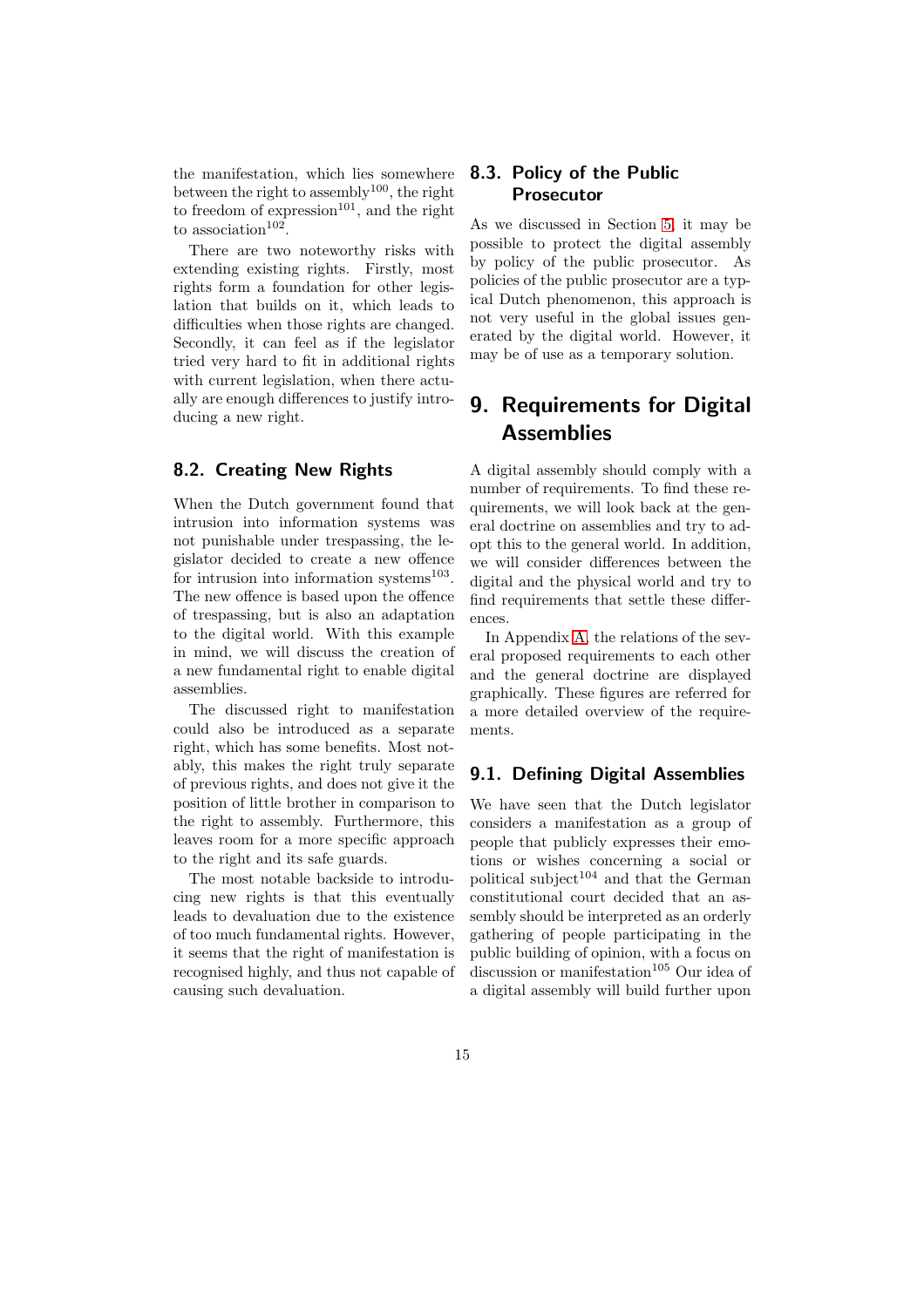the manifestation, which lies somewhere between the right to assembly[100], the right to freedom of expression[101], and the right to association[102].

There are two noteworthy risks with extending existing rights. Firstly, most rights form a foundation for other legislation that builds on it, which leads to difficulties when those rights are changed. Secondly, it can feel as if the legislator tried very hard to fit in additional rights with current legislation, when there actually are enough differences to justify introducing a new right.

### 8.2. Creating New Rights

When the Dutch government found that intrusion into information systems was not punishable under trespassing, the legislator decided to create a new offence for intrusion into information systems[103]. The new offence is based upon the offence of trespassing, but is also an adaptation to the digital world. With this example in mind, we will discuss the creation of a new fundamental right to enable digital assemblies.

The discussed right to manifestation could also be introduced as a separate right, which has some benefits. Most notably, this makes the right truly separate of previous rights, and does not give it the position of little brother in comparison to the right to assembly. Furthermore, this leaves room for a more specific approach to the right and its safe guards.

The most notable backside to introducing new rights is that this eventually leads to devaluation due to the existence of too much fundamental rights. However, it seems that the right of manifestation is recognised highly, and thus not capable of causing such devaluation.

### 8.3. Policy of the Public Prosecutor

As we discussed in Section 5, it may be possible to protect the digital assembly by policy of the public prosecutor. As policies of the public prosecutor are a typical Dutch phenomenon, this approach is not very useful in the global issues generated by the digital world. However, it may be of use as a temporary solution.

## 9. Requirements for Digital Assemblies

A digital assembly should comply with a number of requirements. To find these requirements, we will look back at the general doctrine on assemblies and try to adopt this to the general world. In addition, we will consider differences between the digital and the physical world and try to find requirements that settle these differences.

In Appendix A, the relations of the several proposed requirements to each other and the general doctrine are displayed graphically. These figures are referred for a more detailed overview of the requirements.

### 9.1. Defining Digital Assemblies

We have seen that the Dutch legislator considers a manifestation as a group of people that publicly expresses their emotions or wishes concerning a social or political subject[104] and that the German constitutional court decided that an assembly should be interpreted as an orderly gathering of people participating in the public building of opinion, with a focus on discussion or manifestation[105] Our idea of a digital assembly will build further upon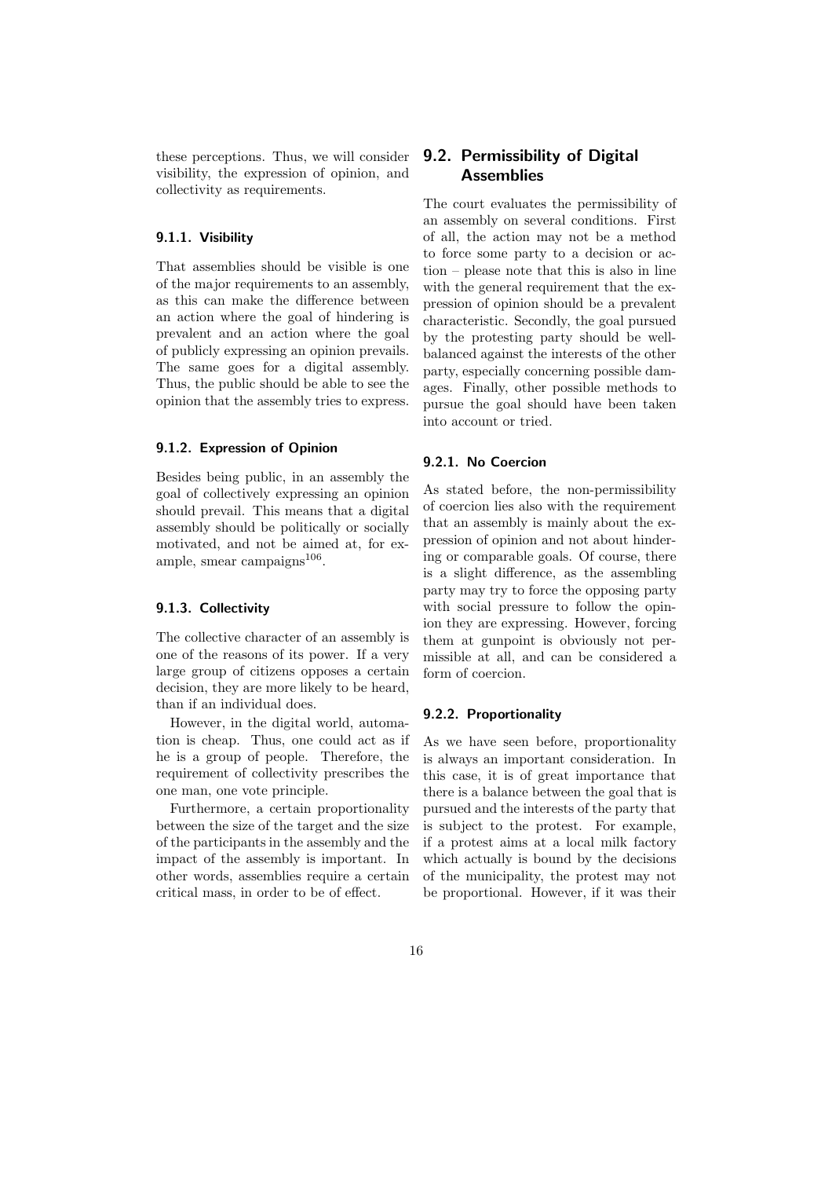these perceptions. Thus, we will consider visibility, the expression of opinion, and collectivity as requirements.

### 9.1.1. Visibility

That assemblies should be visible is one of the major requirements to an assembly, as this can make the difference between an action where the goal of hindering is prevalent and an action where the goal of publicly expressing an opinion prevails. The same goes for a digital assembly. Thus, the public should be able to see the opinion that the assembly tries to express.

### 9.1.2. Expression of Opinion

Besides being public, in an assembly the goal of collectively expressing an opinion should prevail. This means that a digital assembly should be politically or socially motivated, and not be aimed at, for example, smear campaigns[106].

### 9.1.3. Collectivity

The collective character of an assembly is one of the reasons of its power. If a very large group of citizens opposes a certain decision, they are more likely to be heard, than if an individual does.

However, in the digital world, automation is cheap. Thus, one could act as if he is a group of people. Therefore, the requirement of collectivity prescribes the one man, one vote principle.

Furthermore, a certain proportionality between the size of the target and the size of the participants in the assembly and the impact of the assembly is important. In other words, assemblies require a certain critical mass, in order to be of effect.

## 9.2. Permissibility of Digital Assemblies

The court evaluates the permissibility of an assembly on several conditions. First of all, the action may not be a method to force some party to a decision or action – please note that this is also in line with the general requirement that the expression of opinion should be a prevalent characteristic. Secondly, the goal pursued by the protesting party should be well-balanced against the interests of the other party, especially concerning possible damages. Finally, other possible methods to pursue the goal should have been taken into account or tried.

### 9.2.1. No Coercion

As stated before, the non-permissibility of coercion lies also with the requirement that an assembly is mainly about the expression of opinion and not about hindering or comparable goals. Of course, there is a slight difference, as the assembling party may try to force the opposing party with social pressure to follow the opinion they are expressing. However, forcing them at gunpoint is obviously not permissible at all, and can be considered a form of coercion.

### 9.2.2. Proportionality

As we have seen before, proportionality is always an important consideration. In this case, it is of great importance that there is a balance between the goal that is pursued and the interests of the party that is subject to the protest. For example, if a protest aims at a local milk factory which actually is bound by the decisions of the municipality, the protest may not be proportional. However, if it was their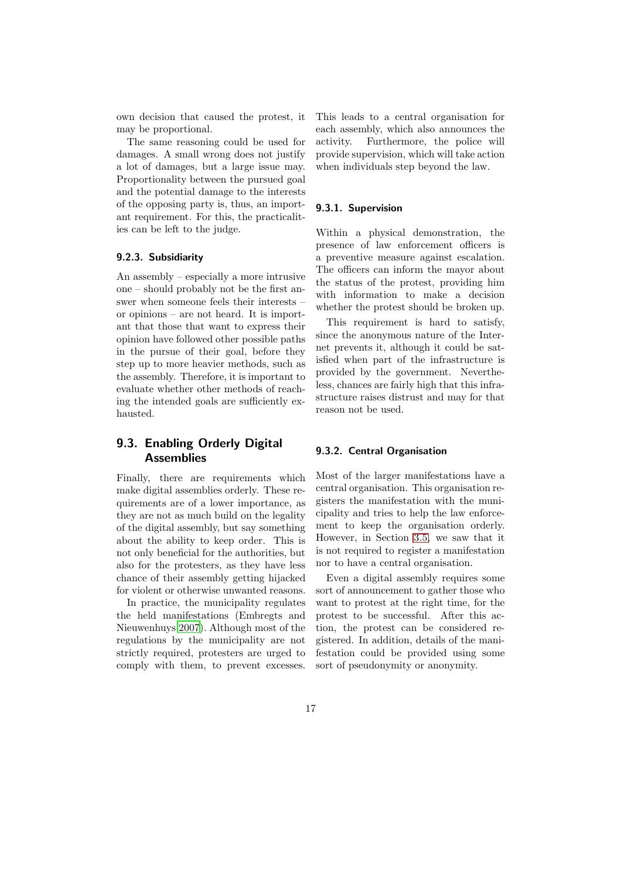own decision that caused the protest, it may be proportional.

The same reasoning could be used for damages. A small wrong does not justify a lot of damages, but a large issue may. Proportionality between the pursued goal and the potential damage to the interests of the opposing party is, thus, an important requirement. For this, the practicalities can be left to the judge.

#### 9.2.3. Subsidiarity

An assembly – especially a more intrusive one – should probably not be the first answer when someone feels their interests – or opinions – are not heard. It is important that those that want to express their opinion have followed other possible paths in the pursue of their goal, before they step up to more heavier methods, such as the assembly. Therefore, it is important to evaluate whether other methods of reaching the intended goals are sufficiently exhausted.

### 9.3. Enabling Orderly Digital Assemblies

Finally, there are requirements which make digital assemblies orderly. These requirements are of a lower importance, as they are not as much build on the legality of the digital assembly, but say something about the ability to keep order. This is not only beneficial for the authorities, but also for the protesters, as they have less chance of their assembly getting hijacked for violent or otherwise unwanted reasons.

In practice, the municipality regulates the held manifestations (Embregts and Nieuwenhuys 2007). Although most of the regulations by the municipality are not strictly required, protesters are urged to comply with them, to prevent excesses. This leads to a central organisation for each assembly, which also announces the activity. Furthermore, the police will provide supervision, which will take action when individuals step beyond the law.

#### 9.3.1. Supervision

Within a physical demonstration, the presence of law enforcement officers is a preventive measure against escalation. The officers can inform the mayor about the status of the protest, providing him with information to make a decision whether the protest should be broken up.

This requirement is hard to satisfy, since the anonymous nature of the Internet prevents it, although it could be satisfied when part of the infrastructure is provided by the government. Nevertheless, chances are fairly high that this infrastructure raises distrust and may for that reason not be used.

#### 9.3.2. Central Organisation

Most of the larger manifestations have a central organisation. This organisation registers the manifestation with the municipality and tries to help the law enforcement to keep the organisation orderly. However, in Section 3.5, we saw that it is not required to register a manifestation nor to have a central organisation.

Even a digital assembly requires some sort of announcement to gather those who want to protest at the right time, for the protest to be successful. After this action, the protest can be considered registered. In addition, details of the manifestation could be provided using some sort of pseudonymity or anonymity.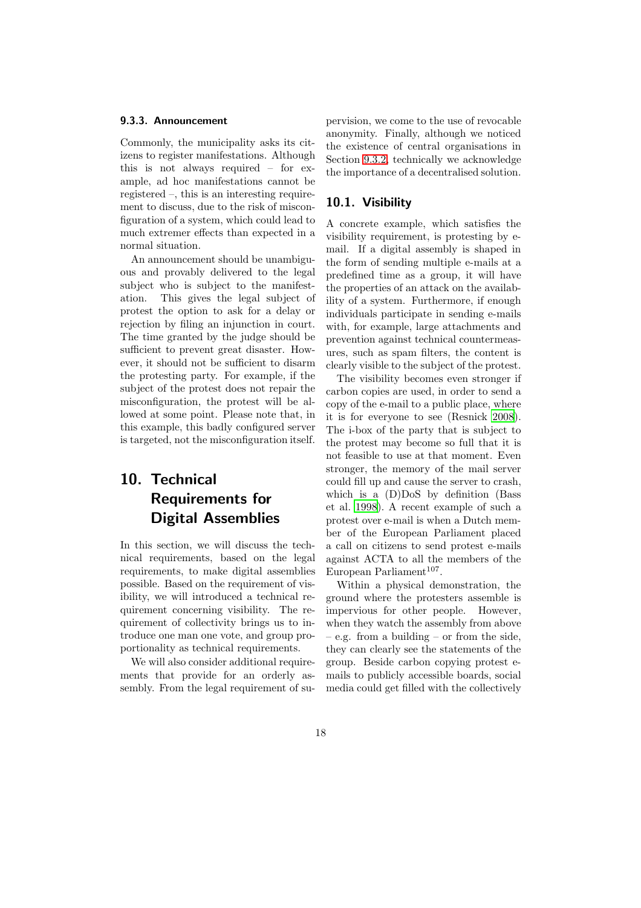### 9.3.3. Announcement

Commonly, the municipality asks its citizens to register manifestations. Although this is not always required – for example, ad hoc manifestations cannot be registered –, this is an interesting requirement to discuss, due to the risk of misconfiguration of a system, which could lead to much extremer effects than expected in a normal situation.

An announcement should be unambiguous and provably delivered to the legal subject who is subject to the manifestation. This gives the legal subject of protest the option to ask for a delay or rejection by filing an injunction in court. The time granted by the judge should be sufficient to prevent great disaster. However, it should not be sufficient to disarm the protesting party. For example, if the subject of the protest does not repair the misconfiguration, the protest will be allowed at some point. Please note that, in this example, this badly configured server is targeted, not the misconfiguration itself.

# 10. Technical Requirements for Digital Assemblies

In this section, we will discuss the technical requirements, based on the legal requirements, to make digital assemblies possible. Based on the requirement of visibility, we will introduced a technical requirement concerning visibility. The requirement of collectivity brings us to introduce one man one vote, and group proportionality as technical requirements.

We will also consider additional requirements that provide for an orderly assembly. From the legal requirement of supervision, we come to the use of revocable anonymity. Finally, although we noticed the existence of central organisations in Section 9.3.2, technically we acknowledge the importance of a decentralised solution.

## 10.1. Visibility

A concrete example, which satisfies the visibility requirement, is protesting by e-mail. If a digital assembly is shaped in the form of sending multiple e-mails at a predefined time as a group, it will have the properties of an attack on the availability of a system. Furthermore, if enough individuals participate in sending e-mails with, for example, large attachments and prevention against technical countermeasures, such as spam filters, the content is clearly visible to the subject of the protest.

The visibility becomes even stronger if carbon copies are used, in order to send a copy of the e-mail to a public place, where it is for everyone to see (Resnick 2008). The i-box of the party that is subject to the protest may become so full that it is not feasible to use at that moment. Even stronger, the memory of the mail server could fill up and cause the server to crash, which is a (D)DoS by definition (Bass et al. 1998). A recent example of such a protest over e-mail is when a Dutch member of the European Parliament placed a call on citizens to send protest e-mails against ACTA to all the members of the European Parliament[107].

Within a physical demonstration, the ground where the protesters assemble is impervious for other people. However, when they watch the assembly from above – e.g. from a building – or from the side, they can clearly see the statements of the protest group. Beside carbon copying protest e-mails to publicly accessible boards, social media could get filled with the collectively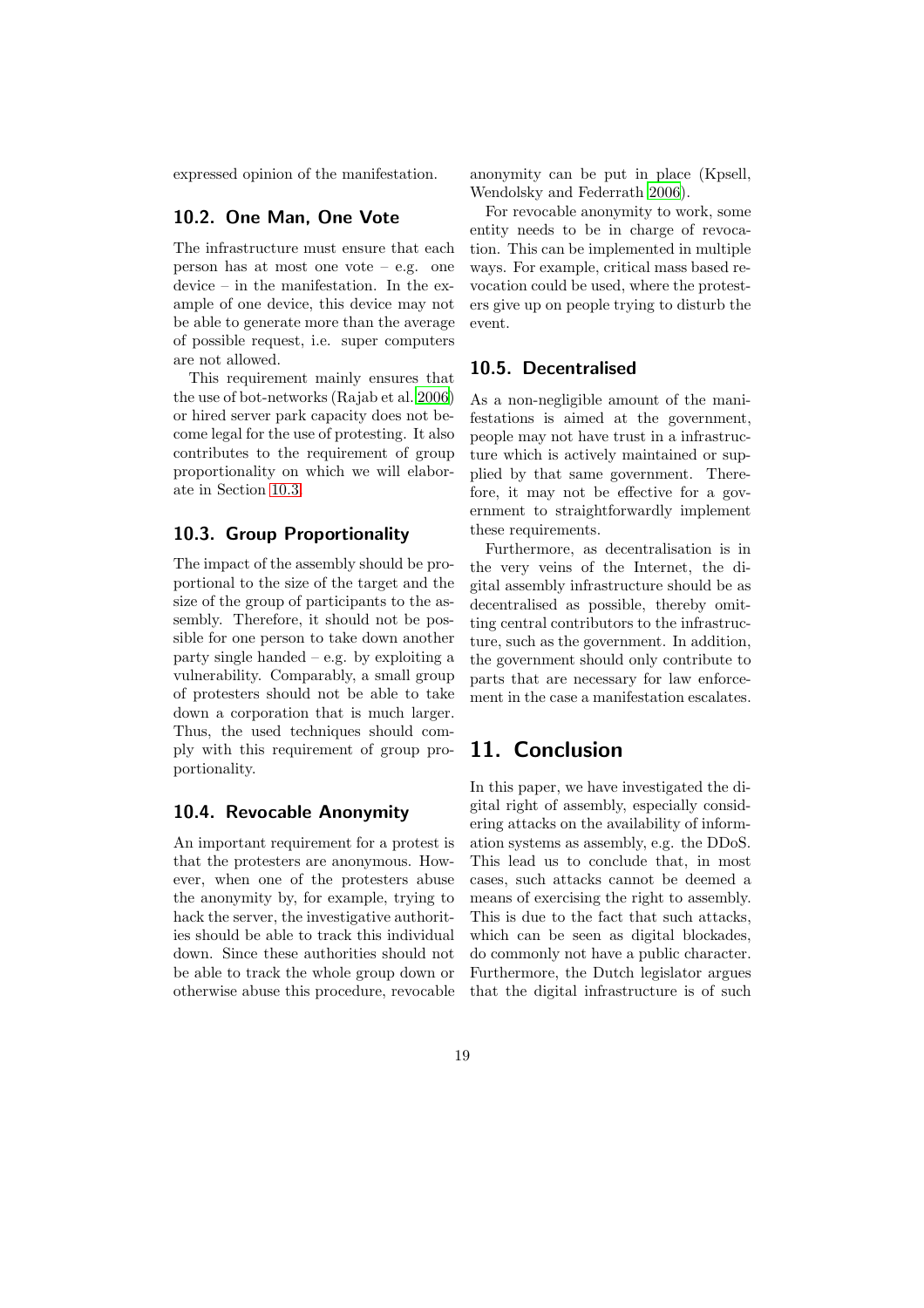expressed opinion of the manifestation.

### 10.2. One Man, One Vote

The infrastructure must ensure that each person has at most one vote – e.g. one device – in the manifestation. In the example of one device, this device may not be able to generate more than the average of possible request, i.e. super computers are not allowed.

This requirement mainly ensures that the use of bot-networks (Rajab et al. 2006) or hired server park capacity does not become legal for the use of protesting. It also contributes to the requirement of group proportionality on which we will elaborate in Section 10.3.

### 10.3. Group Proportionality

The impact of the assembly should be proportional to the size of the target and the size of the group of participants to the assembly. Therefore, it should not be possible for one person to take down another party single handed – e.g. by exploiting a vulnerability. Comparably, a small group of protesters should not be able to take down a corporation that is much larger. Thus, the used techniques should comply with this requirement of group proportionality.

### 10.4. Revocable Anonymity

An important requirement for a protest is that the protesters are anonymous. However, when one of the protesters abuse the anonymity by, for example, trying to hack the server, the investigative authorities should be able to track this individual down. Since these authorities should not be able to track the whole group down or otherwise abuse this procedure, revocable anonymity can be put in place (Kpsell, Wendolsky and Federrath 2006).

For revocable anonymity to work, some entity needs to be in charge of revocation. This can be implemented in multiple ways. For example, critical mass based revocation could be used, where the protesters give up on people trying to disturb the event.

### 10.5. Decentralised

As a non-negligible amount of the manifestations is aimed at the government, people may not have trust in a infrastructure which is actively maintained or supplied by that same government. Therefore, it may not be effective for a government to straightforwardly implement these requirements.

Furthermore, as decentralisation is in the very veins of the Internet, the digital assembly infrastructure should be as decentralised as possible, thereby omitting central contributors to the infrastructure, such as the government. In addition, the government should only contribute to parts that are necessary for law enforcement in the case a manifestation escalates.

## 11. Conclusion

In this paper, we have investigated the digital right of assembly, especially considering attacks on the availability of information systems as assembly, e.g. the DDoS. This lead us to conclude that, in most cases, such attacks cannot be deemed a means of exercising the right to assembly. This is due to the fact that such attacks, which can be seen as digital blockades, do commonly not have a public character. Furthermore, the Dutch legislator argues that the digital infrastructure is of such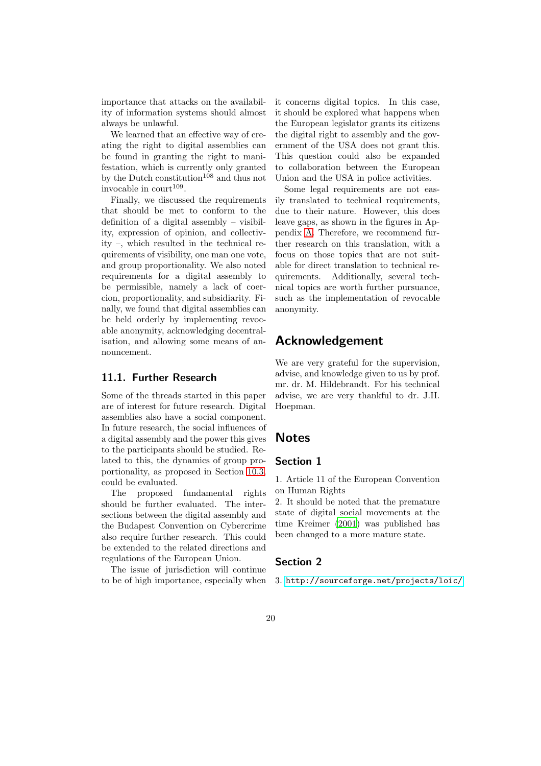importance that attacks on the availability of information systems should almost always be unlawful.

We learned that an effective way of creating the right to digital assemblies can be found in granting the right to manifestation, which is currently only granted by the Dutch constitution[108] and thus not invocable in court[109].

Finally, we discussed the requirements that should be met to conform to the definition of a digital assembly – visibility, expression of opinion, and collectivity –, which resulted in the technical requirements of visibility, one man one vote, and group proportionality. We also noted requirements for a digital assembly to be permissible, namely a lack of coercion, proportionality, and subsidiarity. Finally, we found that digital assemblies can be held orderly by implementing revocable anonymity, acknowledging decentralisation, and allowing some means of announcement.

## 11.1. Further Research

Some of the threads started in this paper are of interest for future research. Digital assemblies also have a social component. In future research, the social influences of a digital assembly and the power this gives to the participants should be studied. Related to this, the dynamics of group proportionality, as proposed in Section 10.3, could be evaluated.

The proposed fundamental rights should be further evaluated. The intersections between the digital assembly and the Budapest Convention on Cybercrime also require further research. This could be extended to the related directions and regulations of the European Union.

The issue of jurisdiction will continue to be of high importance, especially when it concerns digital topics. In this case, it should be explored what happens when the European legislator grants its citizens the digital right to assembly and the government of the USA does not grant this. This question could also be expanded to collaboration between the European Union and the USA in police activities.

Some legal requirements are not easily translated to technical requirements, due to their nature. However, this does leave gaps, as shown in the figures in Appendix A. Therefore, we recommend further research on this translation, with a focus on those topics that are not suitable for direct translation to technical requirements. Additionally, several technical topics are worth further pursuance, such as the implementation of revocable anonymity.

# Acknowledgement

We are very grateful for the supervision, advise, and knowledge given to us by prof. mr. dr. M. Hildebrandt. For his technical advise, we are very thankful to dr. J.H. Hoepman.

# Notes

## Section 1

1. Article 11 of the European Convention on Human Rights
2. It should be noted that the premature state of digital social movements at the time Kreimer (2001) was published has been changed to a more mature state.

## Section 2

3. http://sourceforge.net/projects/loic/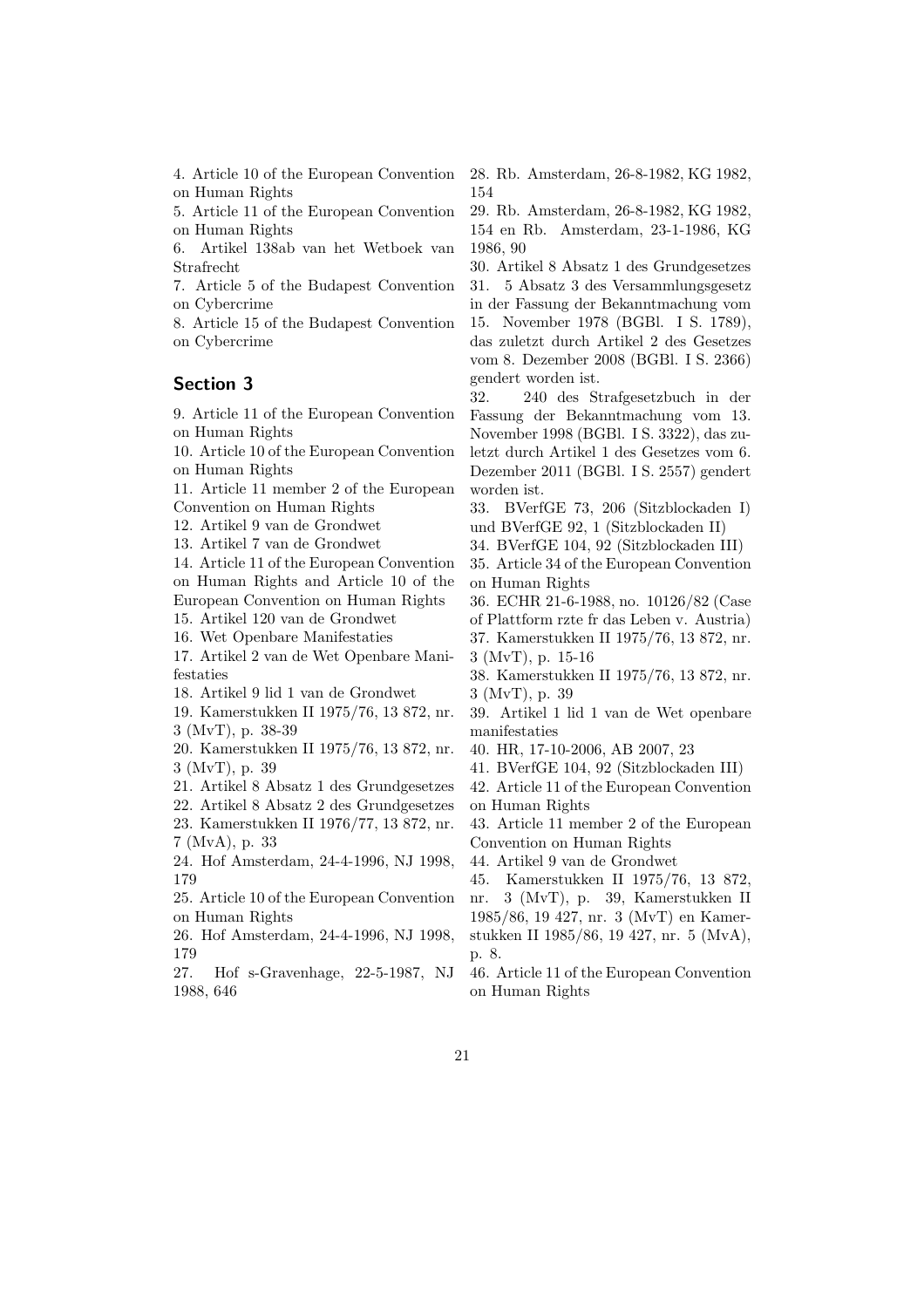4. Article 10 of the European Convention on Human Rights

5. Article 11 of the European Convention on Human Rights

6. Artikel 138ab van het Wetboek van Strafrecht

7. Article 5 of the Budapest Convention on Cybercrime

8. Article 15 of the Budapest Convention on Cybercrime

## Section 3

9. Article 11 of the European Convention on Human Rights

10. Article 10 of the European Convention on Human Rights

11. Article 11 member 2 of the European Convention on Human Rights

12. Artikel 9 van de Grondwet

13. Artikel 7 van de Grondwet

14. Article 11 of the European Convention on Human Rights and Article 10 of the European Convention on Human Rights

15. Artikel 120 van de Grondwet

16. Wet Openbare Manifestaties

17. Artikel 2 van de Wet Openbare Manifestaties

18. Artikel 9 lid 1 van de Grondwet

19. Kamerstukken II 1975/76, 13 872, nr. 3 (MvT), p. 38-39

20. Kamerstukken II 1975/76, 13 872, nr. 3 (MvT), p. 39

21. Artikel 8 Absatz 1 des Grundgesetzes

22. Artikel 8 Absatz 2 des Grundgesetzes

23. Kamerstukken II 1976/77, 13 872, nr. 7 (MvA), p. 33

24. Hof Amsterdam, 24-4-1996, NJ 1998, 179

25. Article 10 of the European Convention on Human Rights

26. Hof Amsterdam, 24-4-1996, NJ 1998, 179

27. Hof s-Gravenhage, 22-5-1987, NJ 1988, 646

28. Rb. Amsterdam, 26-8-1982, KG 1982, 154

29. Rb. Amsterdam, 26-8-1982, KG 1982, 154 en Rb. Amsterdam, 23-1-1986, KG 1986, 90

30. Artikel 8 Absatz 1 des Grundgesetzes

31. 5 Absatz 3 des Versammlungsgesetz in der Fassung der Bekanntmachung vom 15. November 1978 (BGBl. I S. 1789), das zuletzt durch Artikel 2 des Gesetzes vom 8. Dezember 2008 (BGBl. I S. 2366) gendert worden ist.

32. 240 des Strafgesetzbuch in der Fassung der Bekanntmachung vom 13. November 1998 (BGBl. I S. 3322), das zuletzt durch Artikel 1 des Gesetzes vom 6. Dezember 2011 (BGBl. I S. 2557) gendert worden ist.

33. BVerfGE 73, 206 (Sitzblockaden I) und BVerfGE 92, 1 (Sitzblockaden II)

34. BVerfGE 104, 92 (Sitzblockaden III)

35. Article 34 of the European Convention on Human Rights

36. ECHR 21-6-1988, no. 10126/82 (Case of Plattform rzte fr das Leben v. Austria)

37. Kamerstukken II 1975/76, 13 872, nr. 3 (MvT), p. 15-16

38. Kamerstukken II 1975/76, 13 872, nr. 3 (MvT), p. 39

39. Artikel 1 lid 1 van de Wet openbare manifestaties

40. HR, 17-10-2006, AB 2007, 23

41. BVerfGE 104, 92 (Sitzblockaden III)

42. Article 11 of the European Convention on Human Rights

43. Article 11 member 2 of the European Convention on Human Rights

44. Artikel 9 van de Grondwet

45. Kamerstukken II 1975/76, 13 872, nr. 3 (MvT), p. 39, Kamerstukken II 1985/86, 19 427, nr. 3 (MvT) en Kamerstukken II 1985/86, 19 427, nr. 5 (MvA), p. 8.

46. Article 11 of the European Convention on Human Rights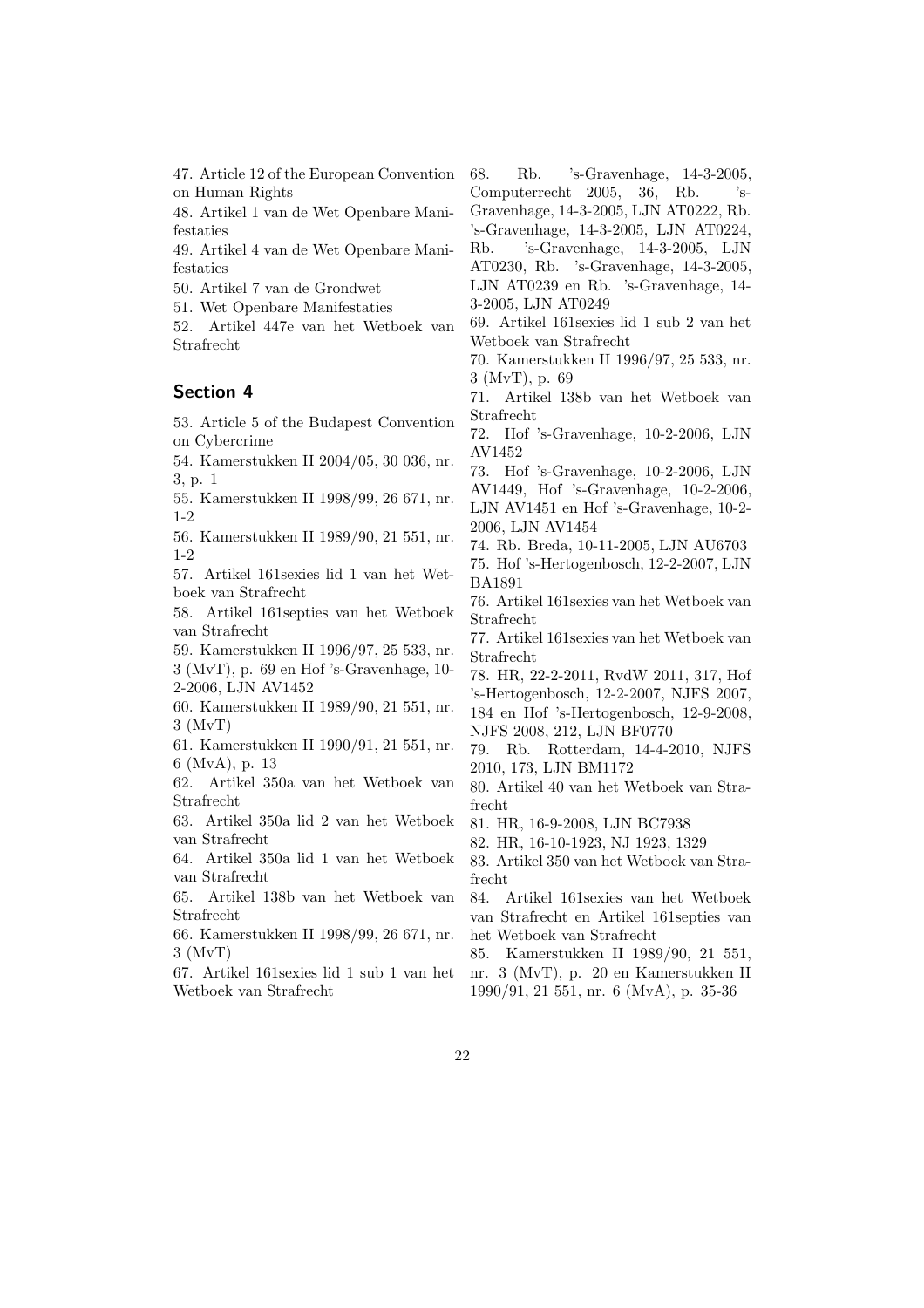47. Article 12 of the European Convention on Human Rights

48. Artikel 1 van de Wet Openbare Manifestaties

49. Artikel 4 van de Wet Openbare Manifestaties

50. Artikel 7 van de Grondwet

51. Wet Openbare Manifestaties

52. Artikel 447e van het Wetboek van Strafrecht

## Section 4

53. Article 5 of the Budapest Convention on Cybercrime

54. Kamerstukken II 2004/05, 30 036, nr. 3, p. 1

55. Kamerstukken II 1998/99, 26 671, nr. 1-2

56. Kamerstukken II 1989/90, 21 551, nr. 1-2

57. Artikel 161sexies lid 1 van het Wetboek van Strafrecht

58. Artikel 161septies van het Wetboek van Strafrecht

59. Kamerstukken II 1996/97, 25 533, nr. 3 (MvT), p. 69 en Hof 's-Gravenhage, 10-2-2006, LJN AV1452

60. Kamerstukken II 1989/90, 21 551, nr. 3 (MvT)

61. Kamerstukken II 1990/91, 21 551, nr. 6 (MvA), p. 13

62. Artikel 350a van het Wetboek van Strafrecht

63. Artikel 350a lid 2 van het Wetboek van Strafrecht

64. Artikel 350a lid 1 van het Wetboek van Strafrecht

65. Artikel 138b van het Wetboek van Strafrecht

66. Kamerstukken II 1998/99, 26 671, nr. 3 (MvT)

67. Artikel 161sexies lid 1 sub 1 van het Wetboek van Strafrecht

68. Rb. 's-Gravenhage, 14-3-2005, Computerrecht 2005, 36, Rb. 's-Gravenhage, 14-3-2005, LJN AT0222, Rb. 's-Gravenhage, 14-3-2005, LJN AT0224, Rb. 's-Gravenhage, 14-3-2005, LJN AT0230, Rb. 's-Gravenhage, 14-3-2005, LJN AT0239 en Rb. 's-Gravenhage, 14-3-2005, LJN AT0249

69. Artikel 161sexies lid 1 sub 2 van het Wetboek van Strafrecht

70. Kamerstukken II 1996/97, 25 533, nr. 3 (MvT), p. 69

71. Artikel 138b van het Wetboek van Strafrecht

72. Hof 's-Gravenhage, 10-2-2006, LJN AV1452

73. Hof 's-Gravenhage, 10-2-2006, LJN AV1449, Hof 's-Gravenhage, 10-2-2006, LJN AV1451 en Hof 's-Gravenhage, 10-2-2006, LJN AV1454

74. Rb. Breda, 10-11-2005, LJN AU6703

75. Hof 's-Hertogenbosch, 12-2-2007, LJN BA1891

76. Artikel 161sexies van het Wetboek van Strafrecht

77. Artikel 161sexies van het Wetboek van Strafrecht

78. HR, 22-2-2011, RvdW 2011, 317, Hof 's-Hertogenbosch, 12-2-2007, NJFS 2007, 184 en Hof 's-Hertogenbosch, 12-9-2008, NJFS 2008, 212, LJN BF0770

79. Rb. Rotterdam, 14-4-2010, NJFS 2010, 173, LJN BM1172

80. Artikel 40 van het Wetboek van Strafrecht

81. HR, 16-9-2008, LJN BC7938

82. HR, 16-10-1923, NJ 1923, 1329

83. Artikel 350 van het Wetboek van Strafrecht

84. Artikel 161sexies van het Wetboek van Strafrecht en Artikel 161septies van het Wetboek van Strafrecht

85. Kamerstukken II 1989/90, 21 551, nr. 3 (MvT), p. 20 en Kamerstukken II 1990/91, 21 551, nr. 6 (MvA), p. 35-36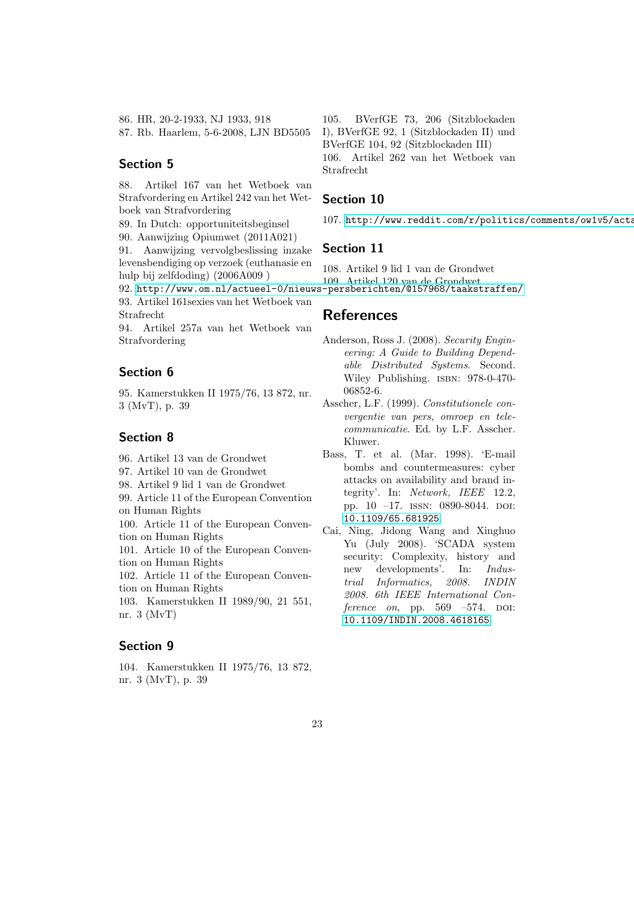86. HR, 20-2-1933, NJ 1933, 918

87. Rb. Haarlem, 5-6-2008, LJN BD5505

## Section 5

88. Artikel 167 van het Wetboek van Strafvordering en Artikel 242 van het Wetboek van Strafvordering

89. In Dutch: opportuniteitsbeginsel

90. Aanwijzing Opiumwet (2011A021)

91. Aanwijzing vervolgbeslissing inzake levensbendiging op verzoek (euthanasie en hulp bij zelfdoding) (2006A009 )

92. http://www.om.nl/actueel-0/nieuws-persberichten/@157968/taakstraffen/

93. Artikel 161sexies van het Wetboek van Strafrecht

94. Artikel 257a van het Wetboek van Strafvordering

## Section 6

95. Kamerstukken II 1975/76, 13 872, nr. 3 (MvT), p. 39

## Section 8

96. Artikel 13 van de Grondwet

97. Artikel 10 van de Grondwet

98. Artikel 9 lid 1 van de Grondwet

99. Article 11 of the European Convention on Human Rights

100. Article 11 of the European Convention on Human Rights

101. Article 10 of the European Convention on Human Rights

102. Article 11 of the European Convention on Human Rights

103. Kamerstukken II 1989/90, 21 551, nr. 3 (MvT)

## Section 9

104. Kamerstukken II 1975/76, 13 872, nr. 3 (MvT), p. 39

105. BVerfGE 73, 206 (Sitzblockaden I), BVerfGE 92, 1 (Sitzblockaden II) und BVerfGE 104, 92 (Sitzblockaden III)

106. Artikel 262 van het Wetboek van Strafrecht

## Section 10

107. http://www.reddit.com/r/politics/comments/ow1v5/acta

## Section 11

108. Artikel 9 lid 1 van de Grondwet

109. Artikel 120 van de Grondwet

# References

Anderson, Ross J. (2008). *Security Engineering: A Guide to Building Dependable Distributed Systems*. Second. Wiley Publishing. ISBN: 978-0-470-06852-6.

Asscher, L.F. (1999). *Constitutionele convergentie van pers, omroep en telecommunicatie*. Ed. by L.F. Asscher. Kluwer.

Bass, T. et al. (Mar. 1998). 'E-mail bombs and countermeasures: cyber attacks on availability and brand integrity'. In: *Network, IEEE* 12.2, pp. 10 –17. ISSN: 0890-8044. DOI: 10.1109/65.681925.

Cai, Ning, Jidong Wang and Xinghuo Yu (July 2008). 'SCADA system security: Complexity, history and new developments'. In: *Industrial Informatics, 2008. INDIN 2008. 6th IEEE International Conference on*, pp. 569 –574. DOI: 10.1109/INDIN.2008.4618165.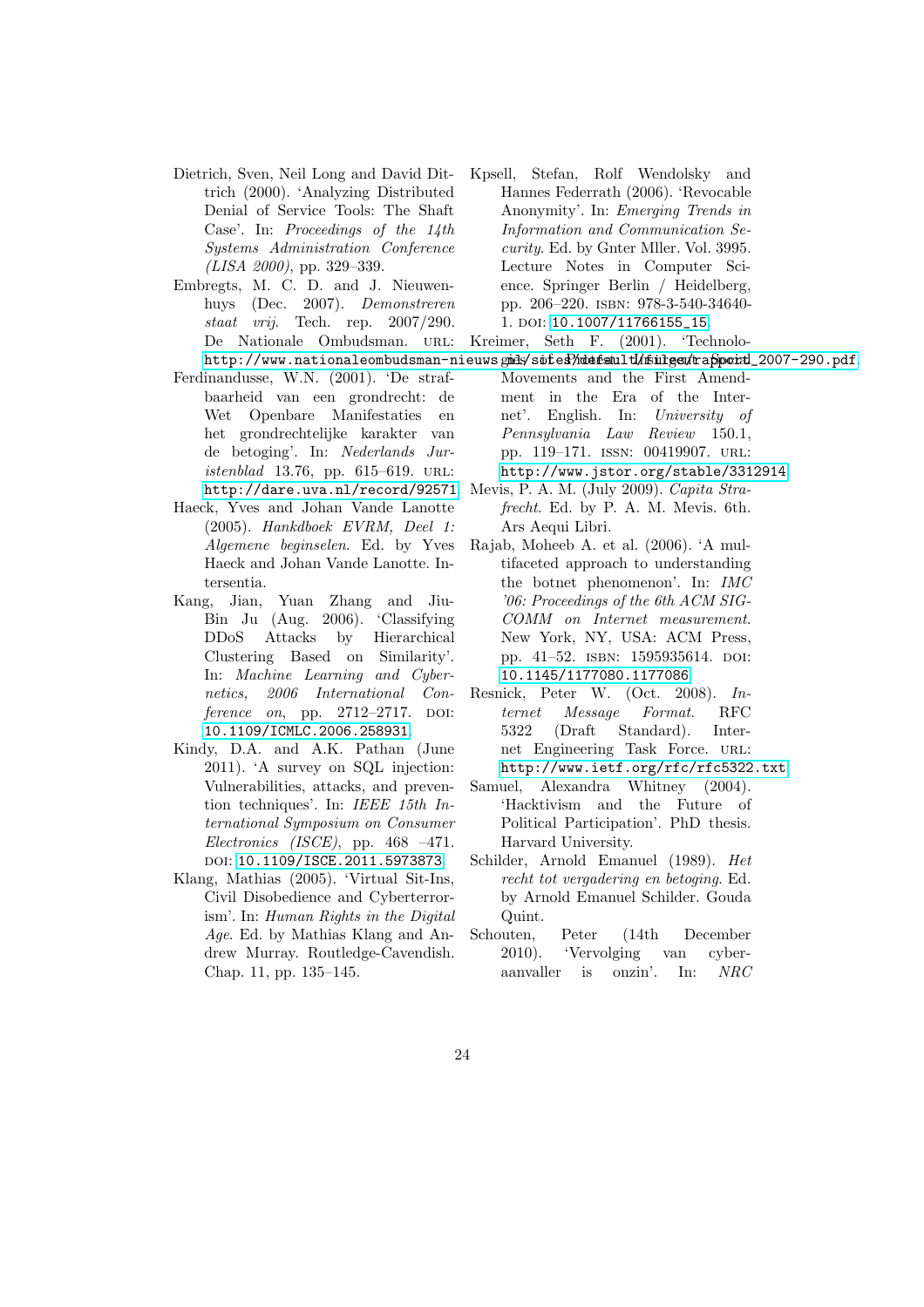Dietrich, Sven, Neil Long and David Dittrich (2000). 'Analyzing Distributed Denial of Service Tools: The Shaft Case'. In: *Proceedings of the 14th Systems Administration Conference (LISA 2000)*, pp. 329–339.

Embregts, M. C. D. and J. Nieuwenhuys (Dec. 2007). *Demonstreren staat vrij*. Tech. rep. 2007/290. De Nationale Ombudsman. URL: http://www.nationaleombudsman-nieuws.nl/sites/default/files/rapport_2007-290.pdf.

Ferdinandusse, W.N. (2001). 'De strafbaarheid van een grondrecht: de Wet Openbare Manifestaties en het grondrechtelijke karakter van de betoging'. In: *Nederlands Juristenblad* 13.76, pp. 615–619. URL: http://dare.uva.nl/record/92571.

Haeck, Yves and Johan Vande Lanotte (2005). *Hankdboek EVRM, Deel 1: Algemene beginselen*. Ed. by Yves Haeck and Johan Vande Lanotte. Intersentia.

Kang, Jian, Yuan Zhang and Jiu-Bin Ju (Aug. 2006). 'Classifying DDoS Attacks by Hierarchical Clustering Based on Similarity'. In: *Machine Learning and Cybernetics, 2006 International Conference on*, pp. 2712–2717. DOI: 10.1109/ICMLC.2006.258931.

Kindy, D.A. and A.K. Pathan (June 2011). 'A survey on SQL injection: Vulnerabilities, attacks, and prevention techniques'. In: *IEEE 15th International Symposium on Consumer Electronics (ISCE)*, pp. 468 –471. DOI: 10.1109/ISCE.2011.5973873.

Klang, Mathias (2005). 'Virtual Sit-Ins, Civil Disobedience and Cyberterrorism'. In: *Human Rights in the Digital Age*. Ed. by Mathias Klang and Andrew Murray. Routledge-Cavendish. Chap. 11, pp. 135–145.

Kpsell, Stefan, Rolf Wendolsky and Hannes Federrath (2006). 'Revocable Anonymity'. In: *Emerging Trends in Information and Communication Security*. Ed. by Gnter Mller. Vol. 3995. Lecture Notes in Computer Science. Springer Berlin / Heidelberg, pp. 206–220. ISBN: 978-3-540-34640-1. DOI: 10.1007/11766155_15.

Kreimer, Seth F. (2001). 'Technologies of Protest: Insurgent Social Movements and the First Amendment in the Era of the Internet'. English. In: *University of Pennsylvania Law Review* 150.1, pp. 119–171. ISSN: 00419907. URL: http://www.jstor.org/stable/3312914.

Mevis, P. A. M. (July 2009). *Capita Strafrecht*. Ed. by P. A. M. Mevis. 6th. Ars Aequi Libri.

Rajab, Moheeb A. et al. (2006). 'A multifaceted approach to understanding the botnet phenomenon'. In: *IMC '06: Proceedings of the 6th ACM SIGCOMM on Internet measurement*. New York, NY, USA: ACM Press, pp. 41–52. ISBN: 1595935614. DOI: 10.1145/1177080.1177086.

Resnick, Peter W. (Oct. 2008). *Internet Message Format*. RFC 5322 (Draft Standard). Internet Engineering Task Force. URL: http://www.ietf.org/rfc/rfc5322.txt.

Samuel, Alexandra Whitney (2004). 'Hacktivism and the Future of Political Participation'. PhD thesis. Harvard University.

Schilder, Arnold Emanuel (1989). *Het recht tot vergadering en betoging*. Ed. by Arnold Emanuel Schilder. Gouda Quint.

Schouten, Peter (14th December 2010). 'Vervolging van cyberaanvaller is onzin'. In: *NRC*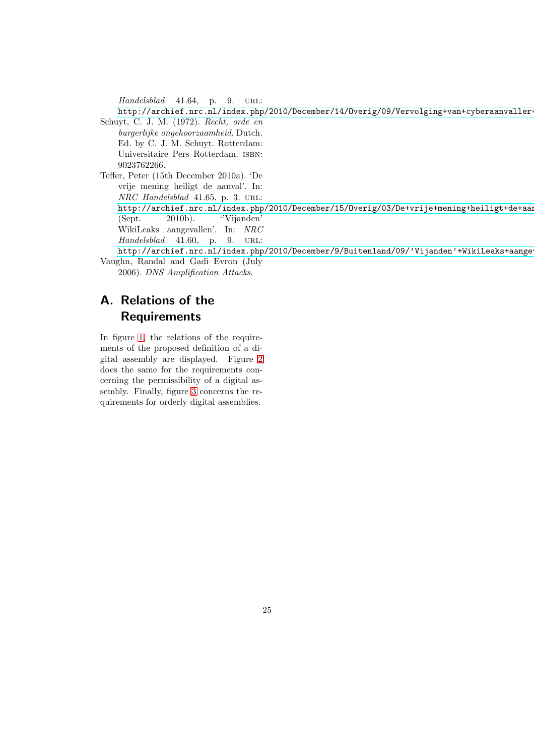*Handelsblad* 41.64, p. 9. URL: http://archief.nrc.nl/index.php/2010/December/14/Overig/09/Vervolging+van+cyberaanvaller+

Schuyt, C. J. M. (1972). *Recht, orde en burgerlijke ongehoorzaamheid*. Dutch. Ed. by C. J. M. Schuyt. Rotterdam: Universitaire Pers Rotterdam. ISBN: 9023762266.

Teffer, Peter (15th December 2010a). 'De vrije mening heiligt de aanval'. In: *NRC Handelsblad* 41.65, p. 3. URL: http://archief.nrc.nl/index.php/2010/December/15/Overig/03/De+vrije+mening+heiligt+de+aan

— (Sept. 2010b). ''Vijanden' WikiLeaks aangevallen'. In: *NRC Handelsblad* 41.60, p. 9. URL: http://archief.nrc.nl/index.php/2010/December/9/Buitenland/09/'Vijanden'+WikiLeaks+aangev

Vaughn, Randal and Gadi Evron (July 2006). *DNS Amplification Attacks*.

# A. Relations of the Requirements

In figure 1, the relations of the requirements of the proposed definition of a digital assembly are displayed. Figure 2 does the same for the requirements concerning the permissibility of a digital assembly. Finally, figure 3 concerns the requirements for orderly digital assemblies.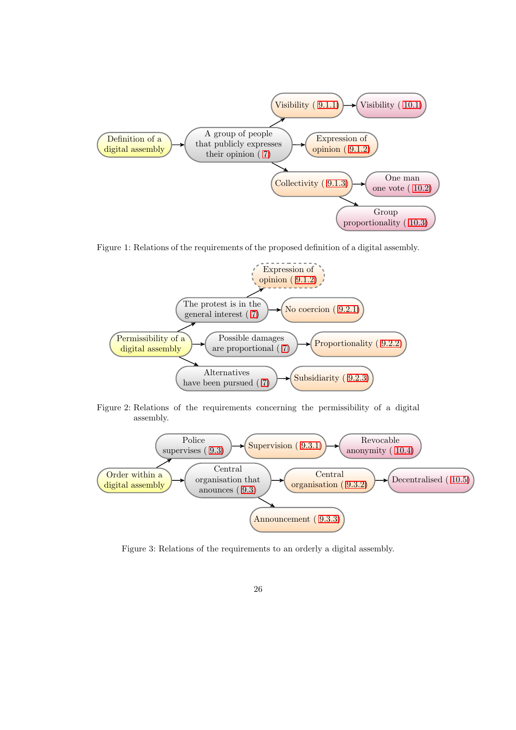Definition of a digital assembly

A group of people that publicly expresses their opinion (7)

Visibility (9.1.1)

Visibility (10.1)

Expression of opinion (9.1.2)

Collectivity (9.1.3)

One man one vote (10.2)

Group proportionality (10.3)

Figure 1: Relations of the requirements of the proposed definition of a digital assembly.

Expression of opinion (9.1.2)

The protest is in the general interest (7)

No coercion (9.2.1)

Permissibility of a digital assembly

Possible damages are proportional (7)

Proportionality (9.2.2)

Alternatives have been pursued (7)

Subsidiarity (9.2.3)

Figure 2: Relations of the requirements concerning the permissibility of a digital assembly.

Police supervises (9.3)

Supervision (9.3.1)

Revocable anonymity (10.4)

Order within a digital assembly

Central organisation that anounces (9.3)

Central organisation (9.3.2)

Decentralised (10.5)

Announcement (9.3.3)

Figure 3: Relations of the requirements to an orderly a digital assembly.